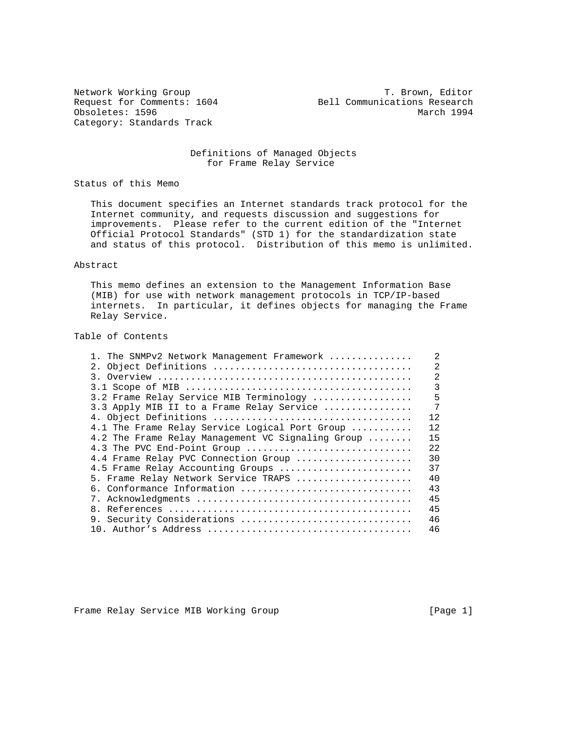Network Working Group                                     T. Brown, Editor
Request for Comments: 1604                   Bell Communications Research
Obsoletes: 1596                                                 March 1994
Category: Standards Track

# Definitions of Managed Objects for Frame Relay Service

## Status of this Memo

This document specifies an Internet standards track protocol for the Internet community, and requests discussion and suggestions for improvements. Please refer to the current edition of the "Internet Official Protocol Standards" (STD 1) for the standardization state and status of this protocol. Distribution of this memo is unlimited.

## Abstract

This memo defines an extension to the Management Information Base (MIB) for use with network management protocols in TCP/IP-based internets. In particular, it defines objects for managing the Frame Relay Service.

## Table of Contents

```
1. The SNMPv2 Network Management Framework ..............    2
2. Object Definitions ...................................    2
3. Overview .............................................    2
3.1 Scope of MIB ........................................    3
3.2 Frame Relay Service MIB Terminology .................    5
3.3 Apply MIB II to a Frame Relay Service ...............    7
4. Object Definitions ...................................   12
4.1 The Frame Relay Service Logical Port Group ..........   12
4.2 The Frame Relay Management VC Signaling Group .......   15
4.3 The PVC End-Point Group .............................   22
4.4 Frame Relay PVC Connection Group ....................   30
4.5 Frame Relay Accounting Groups .......................   37
5. Frame Relay Network Service TRAPS ....................   40
6. Conformance Information ..............................   43
7. Acknowledgments ......................................   45
8. References ...........................................   45
9. Security Considerations ..............................   46
10. Author's Address ....................................   46
```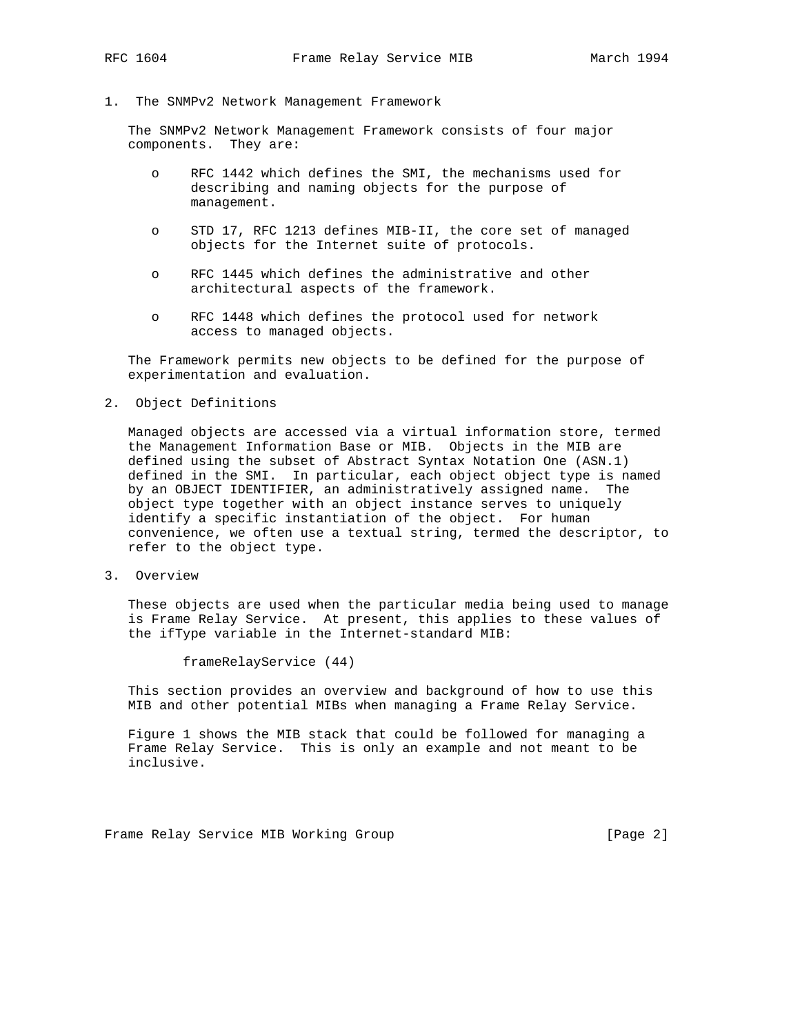## 1. The SNMPv2 Network Management Framework

The SNMPv2 Network Management Framework consists of four major components. They are:

- RFC 1442 which defines the SMI, the mechanisms used for describing and naming objects for the purpose of management.
- STD 17, RFC 1213 defines MIB-II, the core set of managed objects for the Internet suite of protocols.
- RFC 1445 which defines the administrative and other architectural aspects of the framework.
- RFC 1448 which defines the protocol used for network access to managed objects.

The Framework permits new objects to be defined for the purpose of experimentation and evaluation.

## 2. Object Definitions

Managed objects are accessed via a virtual information store, termed the Management Information Base or MIB. Objects in the MIB are defined using the subset of Abstract Syntax Notation One (ASN.1) defined in the SMI. In particular, each object object type is named by an OBJECT IDENTIFIER, an administratively assigned name. The object type together with an object instance serves to uniquely identify a specific instantiation of the object. For human convenience, we often use a textual string, termed the descriptor, to refer to the object type.

## 3. Overview

These objects are used when the particular media being used to manage is Frame Relay Service. At present, this applies to these values of the ifType variable in the Internet-standard MIB:

    frameRelayService (44)

This section provides an overview and background of how to use this MIB and other potential MIBs when managing a Frame Relay Service.

Figure 1 shows the MIB stack that could be followed for managing a Frame Relay Service. This is only an example and not meant to be inclusive.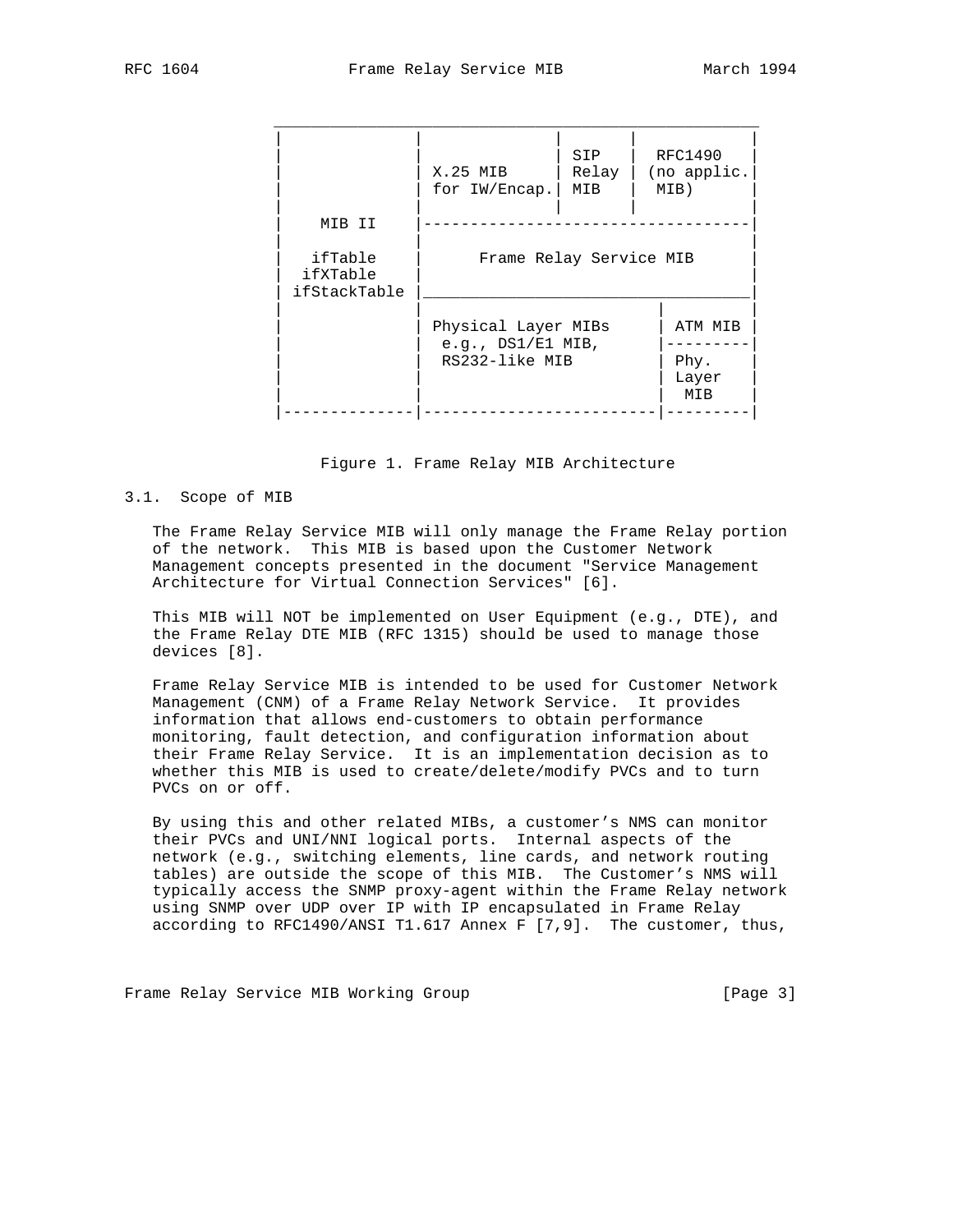```
 ______________________________________________________________
|              |                |        |                     |
|              |                | SIP    |  RFC1490            |
|              | X.25 MIB       | Relay  | (no applic.         |
|              | for IW/Encap.  | MIB    |  MIB)               |
|              |                |        |                     |
|   MIB II     |-----------------------------------------------|
|              |                                               |
|   ifTable    |       Frame Relay Service MIB                 |
|   ifXTable   |                                               |
| ifStackTable |_______________________________________________|
|              |                         |                     |
|              | Physical Layer MIBs     | ATM MIB             |
|              |  e.g., DS1/E1 MIB,      |---------            |
|              |  RS232-like MIB         | Phy.                |
|              |                         | Layer               |
|              |                         |  MIB                |
|--------------|-------------------------|---------------------|
```

Figure 1. Frame Relay MIB Architecture

### 3.1. Scope of MIB

The Frame Relay Service MIB will only manage the Frame Relay portion of the network. This MIB is based upon the Customer Network Management concepts presented in the document "Service Management Architecture for Virtual Connection Services" [6].

This MIB will NOT be implemented on User Equipment (e.g., DTE), and the Frame Relay DTE MIB (RFC 1315) should be used to manage those devices [8].

Frame Relay Service MIB is intended to be used for Customer Network Management (CNM) of a Frame Relay Network Service. It provides information that allows end-customers to obtain performance monitoring, fault detection, and configuration information about their Frame Relay Service. It is an implementation decision as to whether this MIB is used to create/delete/modify PVCs and to turn PVCs on or off.

By using this and other related MIBs, a customer's NMS can monitor their PVCs and UNI/NNI logical ports. Internal aspects of the network (e.g., switching elements, line cards, and network routing tables) are outside the scope of this MIB. The Customer's NMS will typically access the SNMP proxy-agent within the Frame Relay network using SNMP over UDP over IP with IP encapsulated in Frame Relay according to RFC1490/ANSI T1.617 Annex F [7,9]. The customer, thus,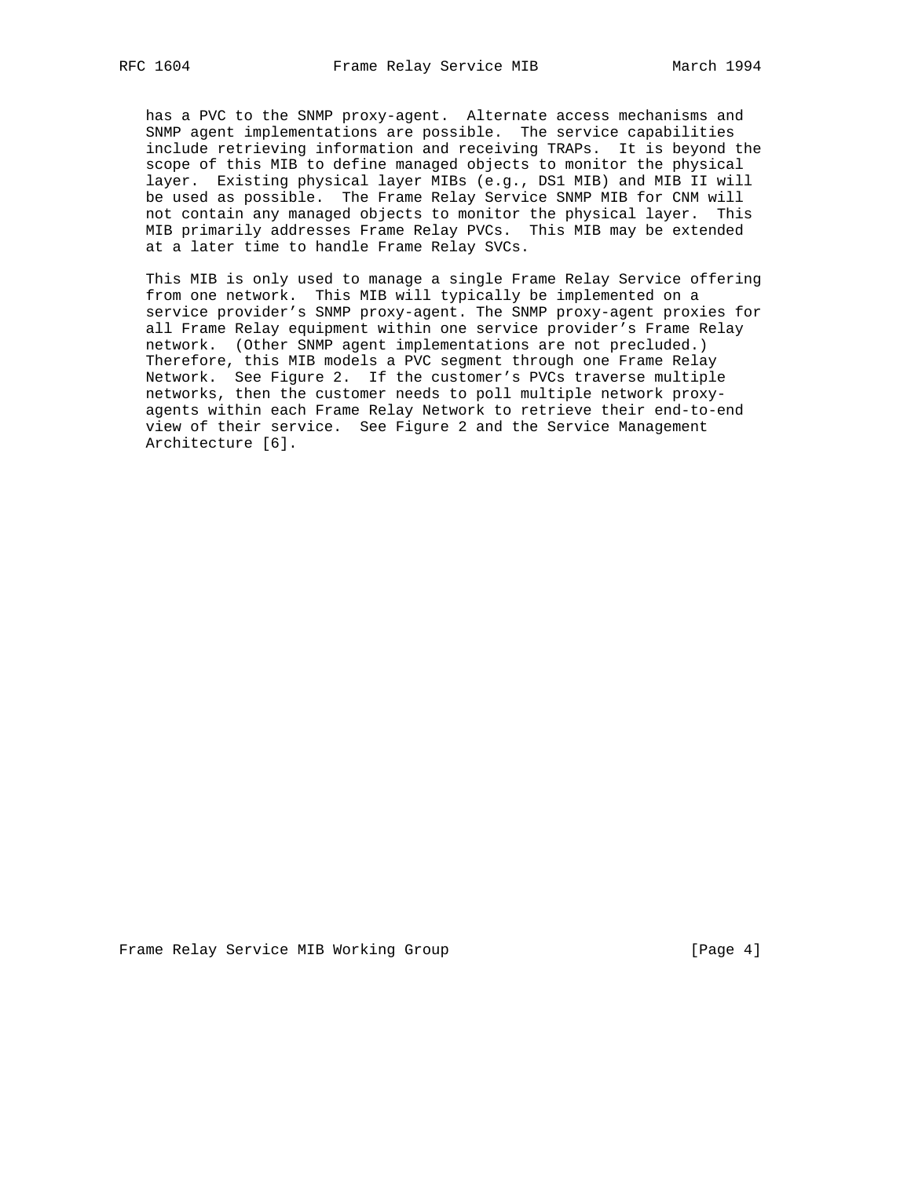has a PVC to the SNMP proxy-agent. Alternate access mechanisms and SNMP agent implementations are possible. The service capabilities include retrieving information and receiving TRAPs. It is beyond the scope of this MIB to define managed objects to monitor the physical layer. Existing physical layer MIBs (e.g., DS1 MIB) and MIB II will be used as possible. The Frame Relay Service SNMP MIB for CNM will not contain any managed objects to monitor the physical layer. This MIB primarily addresses Frame Relay PVCs. This MIB may be extended at a later time to handle Frame Relay SVCs.

This MIB is only used to manage a single Frame Relay Service offering from one network. This MIB will typically be implemented on a service provider's SNMP proxy-agent. The SNMP proxy-agent proxies for all Frame Relay equipment within one service provider's Frame Relay network. (Other SNMP agent implementations are not precluded.) Therefore, this MIB models a PVC segment through one Frame Relay Network. See Figure 2. If the customer's PVCs traverse multiple networks, then the customer needs to poll multiple network proxy-agents within each Frame Relay Network to retrieve their end-to-end view of their service. See Figure 2 and the Service Management Architecture [6].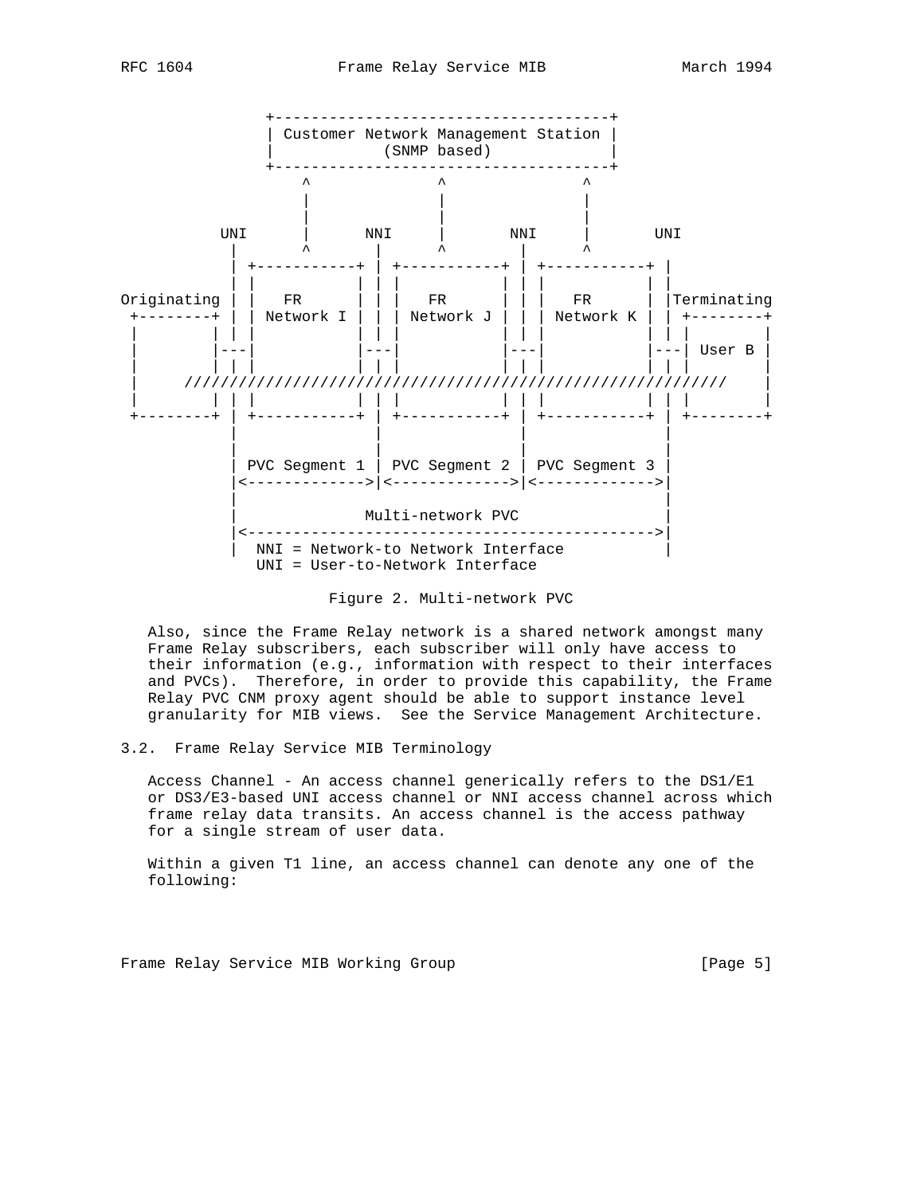```
                 +-------------------------------------+
                 | Customer Network Management Station |
                 |             (SNMP based)            |
                 +-------------------------------------+
                     ^              ^               ^
                     |              |               |
                     |              |               |
        UNI          |     NNI      |      NNI      |      UNI
         |           ^      |       ^       |       ^       |
         | +-----------+    | +-----------+ | +-----------+ |
         | |           |    | |           | | |           | |
Originating | |   FR      |  | |   FR      | | |   FR      | |Terminating
 +--------+ | | Network I | | | Network J | | | Network K | | +--------+
 |        | | |           | | |           | | |           | | |        |
 |        |---|           |---|           |---|           |---| User B |
 |        | | |           | | |           | | |           | | |        |
 |     ///////////////////////////////////////////////////////////     |
 |        | | |           | | |           | | |           | | |        |
 +--------+ | +-----------+ | +-----------+ | +-----------+ | +--------+
            |               |               |               |
            |               |               |               |
            | PVC Segment 1 | PVC Segment 2 | PVC Segment 3 |
            |<------------->|<------------->|<------------->|
            |                                               |
            |               Multi-network PVC               |
            |<--------------------------------------------->|
            |   NNI = Network-to Network Interface          |
                UNI = User-to-Network Interface
```

Figure 2. Multi-network PVC

Also, since the Frame Relay network is a shared network amongst many Frame Relay subscribers, each subscriber will only have access to their information (e.g., information with respect to their interfaces and PVCs). Therefore, in order to provide this capability, the Frame Relay PVC CNM proxy agent should be able to support instance level granularity for MIB views. See the Service Management Architecture.

## 3.2. Frame Relay Service MIB Terminology

Access Channel - An access channel generically refers to the DS1/E1 or DS3/E3-based UNI access channel or NNI access channel across which frame relay data transits. An access channel is the access pathway for a single stream of user data.

Within a given T1 line, an access channel can denote any one of the following: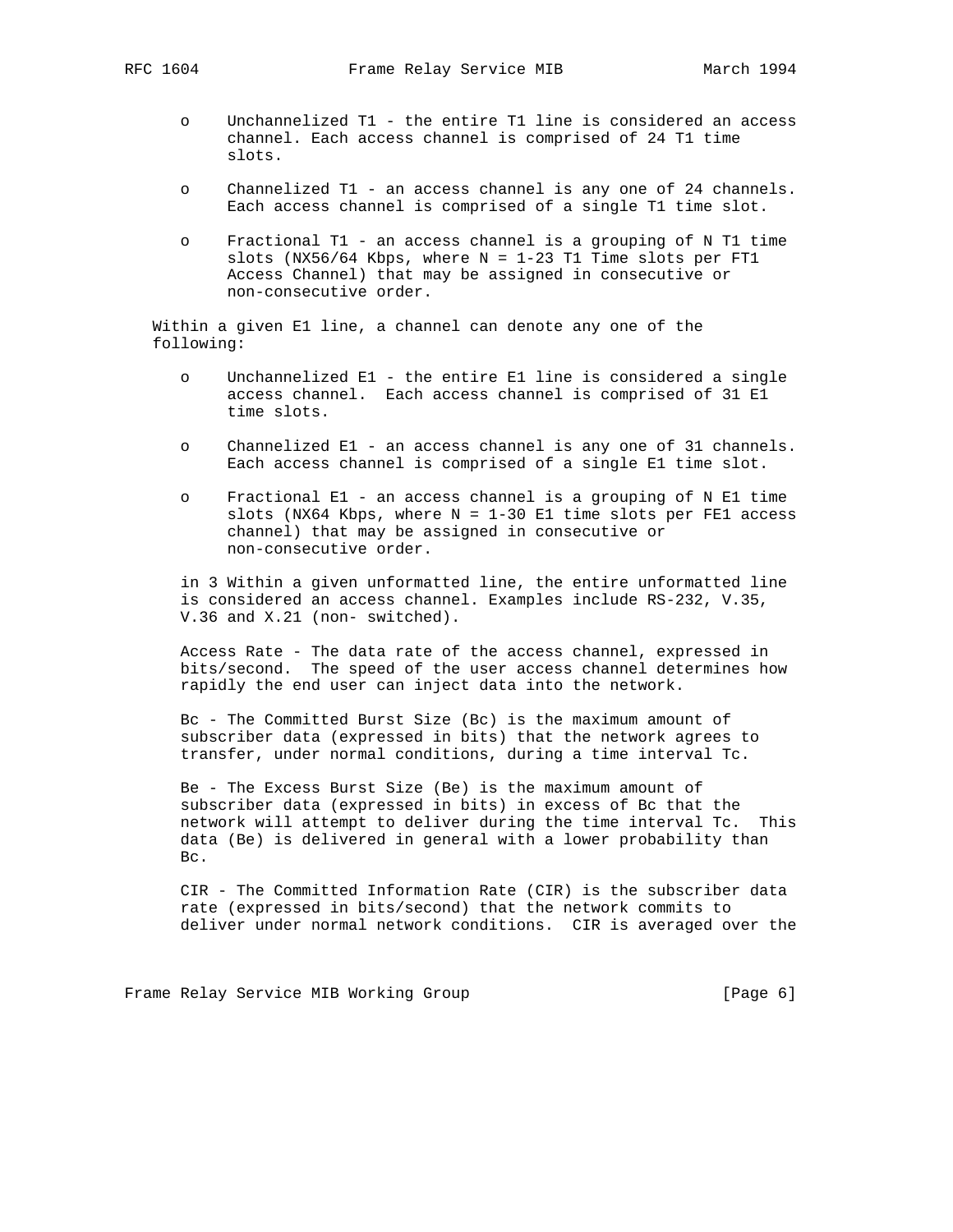- Unchannelized T1 - the entire T1 line is considered an access channel. Each access channel is comprised of 24 T1 time slots.

- Channelized T1 - an access channel is any one of 24 channels. Each access channel is comprised of a single T1 time slot.

- Fractional T1 - an access channel is a grouping of N T1 time slots (NX56/64 Kbps, where N = 1-23 T1 Time slots per FT1 Access Channel) that may be assigned in consecutive or non-consecutive order.

Within a given E1 line, a channel can denote any one of the following:

- Unchannelized E1 - the entire E1 line is considered a single access channel. Each access channel is comprised of 31 E1 time slots.

- Channelized E1 - an access channel is any one of 31 channels. Each access channel is comprised of a single E1 time slot.

- Fractional E1 - an access channel is a grouping of N E1 time slots (NX64 Kbps, where N = 1-30 E1 time slots per FE1 access channel) that may be assigned in consecutive or non-consecutive order.

in 3 Within a given unformatted line, the entire unformatted line is considered an access channel. Examples include RS-232, V.35, V.36 and X.21 (non- switched).

Access Rate - The data rate of the access channel, expressed in bits/second. The speed of the user access channel determines how rapidly the end user can inject data into the network.

Bc - The Committed Burst Size (Bc) is the maximum amount of subscriber data (expressed in bits) that the network agrees to transfer, under normal conditions, during a time interval Tc.

Be - The Excess Burst Size (Be) is the maximum amount of subscriber data (expressed in bits) in excess of Bc that the network will attempt to deliver during the time interval Tc. This data (Be) is delivered in general with a lower probability than Bc.

CIR - The Committed Information Rate (CIR) is the subscriber data rate (expressed in bits/second) that the network commits to deliver under normal network conditions. CIR is averaged over the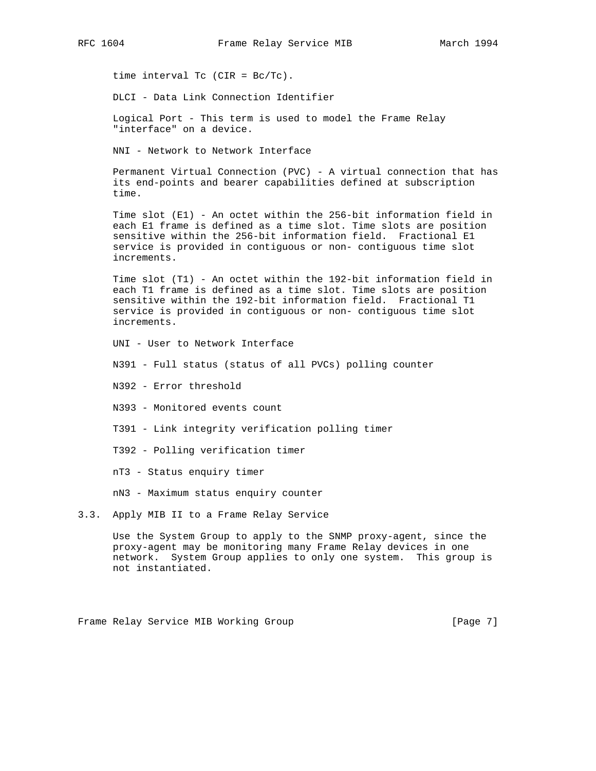time interval Tc (CIR = Bc/Tc).

DLCI - Data Link Connection Identifier

Logical Port - This term is used to model the Frame Relay "interface" on a device.

NNI - Network to Network Interface

Permanent Virtual Connection (PVC) - A virtual connection that has its end-points and bearer capabilities defined at subscription time.

Time slot (E1) - An octet within the 256-bit information field in each E1 frame is defined as a time slot. Time slots are position sensitive within the 256-bit information field. Fractional E1 service is provided in contiguous or non- contiguous time slot increments.

Time slot (T1) - An octet within the 192-bit information field in each T1 frame is defined as a time slot. Time slots are position sensitive within the 192-bit information field. Fractional T1 service is provided in contiguous or non- contiguous time slot increments.

UNI - User to Network Interface

N391 - Full status (status of all PVCs) polling counter

N392 - Error threshold

N393 - Monitored events count

T391 - Link integrity verification polling timer

T392 - Polling verification timer

nT3 - Status enquiry timer

nN3 - Maximum status enquiry counter

## 3.3. Apply MIB II to a Frame Relay Service

Use the System Group to apply to the SNMP proxy-agent, since the proxy-agent may be monitoring many Frame Relay devices in one network. System Group applies to only one system. This group is not instantiated.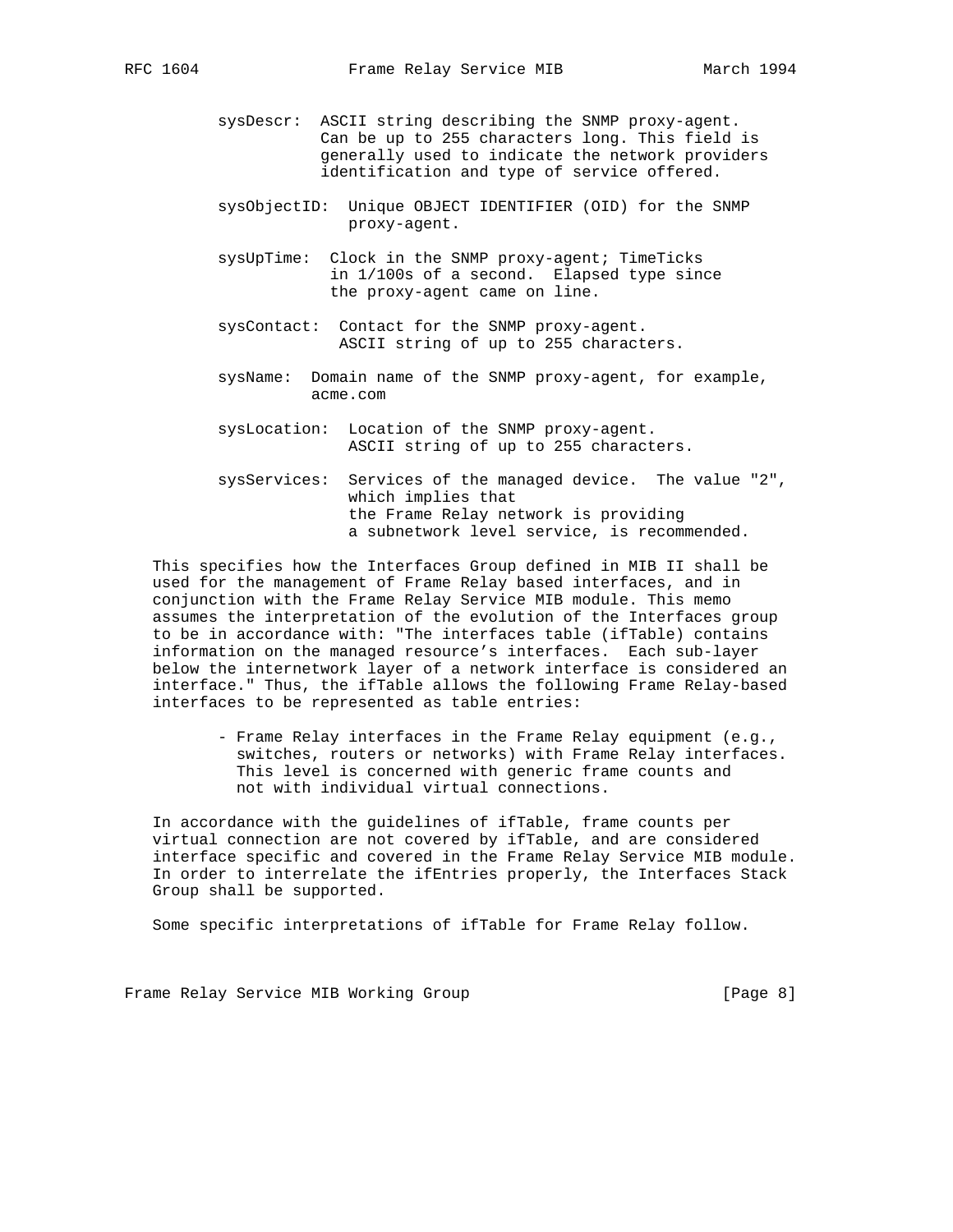sysDescr: ASCII string describing the SNMP proxy-agent. Can be up to 255 characters long. This field is generally used to indicate the network providers identification and type of service offered.

sysObjectID: Unique OBJECT IDENTIFIER (OID) for the SNMP proxy-agent.

sysUpTime: Clock in the SNMP proxy-agent; TimeTicks in 1/100s of a second. Elapsed type since the proxy-agent came on line.

sysContact: Contact for the SNMP proxy-agent. ASCII string of up to 255 characters.

sysName: Domain name of the SNMP proxy-agent, for example, acme.com

sysLocation: Location of the SNMP proxy-agent. ASCII string of up to 255 characters.

sysServices: Services of the managed device. The value "2", which implies that the Frame Relay network is providing a subnetwork level service, is recommended.

This specifies how the Interfaces Group defined in MIB II shall be used for the management of Frame Relay based interfaces, and in conjunction with the Frame Relay Service MIB module. This memo assumes the interpretation of the evolution of the Interfaces group to be in accordance with: "The interfaces table (ifTable) contains information on the managed resource's interfaces. Each sub-layer below the internetwork layer of a network interface is considered an interface." Thus, the ifTable allows the following Frame Relay-based interfaces to be represented as table entries:

- Frame Relay interfaces in the Frame Relay equipment (e.g., switches, routers or networks) with Frame Relay interfaces. This level is concerned with generic frame counts and not with individual virtual connections.

In accordance with the guidelines of ifTable, frame counts per virtual connection are not covered by ifTable, and are considered interface specific and covered in the Frame Relay Service MIB module. In order to interrelate the ifEntries properly, the Interfaces Stack Group shall be supported.

Some specific interpretations of ifTable for Frame Relay follow.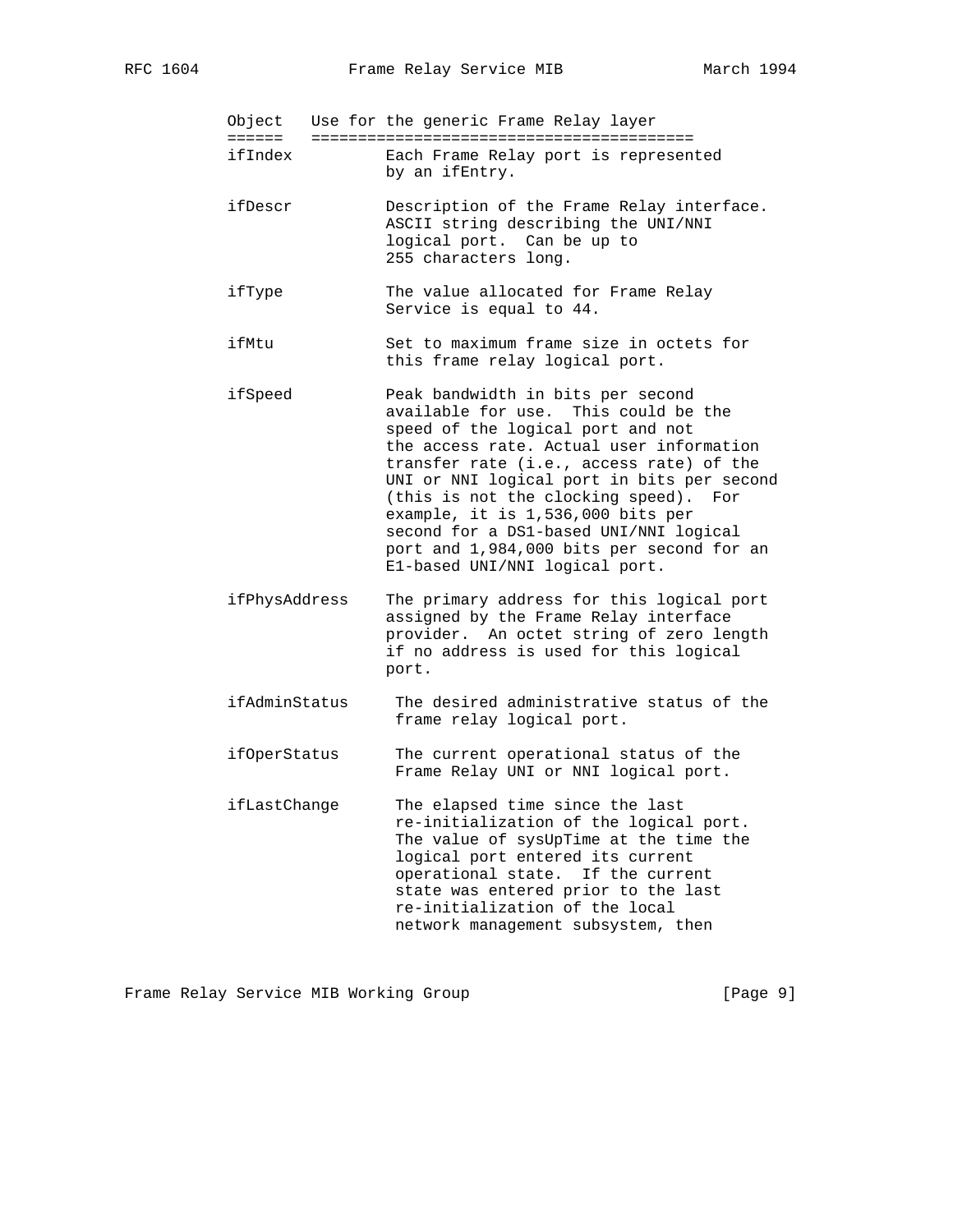```
Object   Use for the generic Frame Relay layer
======   ========================================
ifIndex          Each Frame Relay port is represented
                 by an ifEntry.

ifDescr          Description of the Frame Relay interface.
                 ASCII string describing the UNI/NNI
                 logical port.  Can be up to
                 255 characters long.

ifType           The value allocated for Frame Relay
                 Service is equal to 44.

ifMtu            Set to maximum frame size in octets for
                 this frame relay logical port.

ifSpeed          Peak bandwidth in bits per second
                 available for use.  This could be the
                 speed of the logical port and not
                 the access rate. Actual user information
                 transfer rate (i.e., access rate) of the
                 UNI or NNI logical port in bits per second
                 (this is not the clocking speed).  For
                 example, it is 1,536,000 bits per
                 second for a DS1-based UNI/NNI logical
                 port and 1,984,000 bits per second for an
                 E1-based UNI/NNI logical port.

ifPhysAddress    The primary address for this logical port
                 assigned by the Frame Relay interface
                 provider.  An octet string of zero length
                 if no address is used for this logical
                 port.

ifAdminStatus     The desired administrative status of the
                  frame relay logical port.

ifOperStatus      The current operational status of the
                  Frame Relay UNI or NNI logical port.

ifLastChange      The elapsed time since the last
                  re-initialization of the logical port.
                  The value of sysUpTime at the time the
                  logical port entered its current
                  operational state.  If the current
                  state was entered prior to the last
                  re-initialization of the local
                  network management subsystem, then
```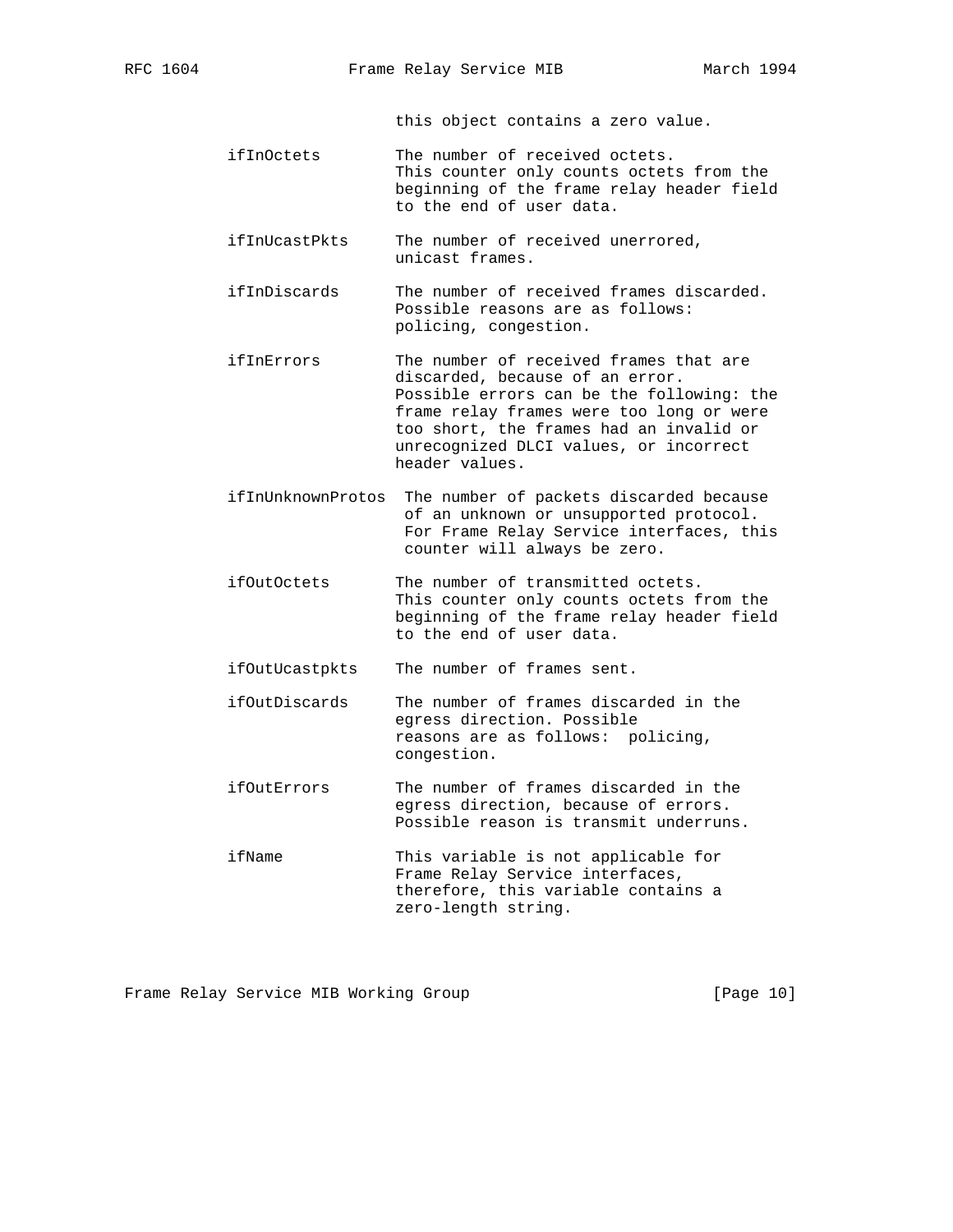this object contains a zero value.

ifInOctets — The number of received octets. This counter only counts octets from the beginning of the frame relay header field to the end of user data.

ifInUcastPkts — The number of received unerrored, unicast frames.

ifInDiscards — The number of received frames discarded. Possible reasons are as follows: policing, congestion.

ifInErrors — The number of received frames that are discarded, because of an error. Possible errors can be the following: the frame relay frames were too long or were too short, the frames had an invalid or unrecognized DLCI values, or incorrect header values.

ifInUnknownProtos — The number of packets discarded because of an unknown or unsupported protocol. For Frame Relay Service interfaces, this counter will always be zero.

ifOutOctets — The number of transmitted octets. This counter only counts octets from the beginning of the frame relay header field to the end of user data.

ifOutUcastpkts — The number of frames sent.

ifOutDiscards — The number of frames discarded in the egress direction. Possible reasons are as follows: policing, congestion.

ifOutErrors — The number of frames discarded in the egress direction, because of errors. Possible reason is transmit underruns.

ifName — This variable is not applicable for Frame Relay Service interfaces, therefore, this variable contains a zero-length string.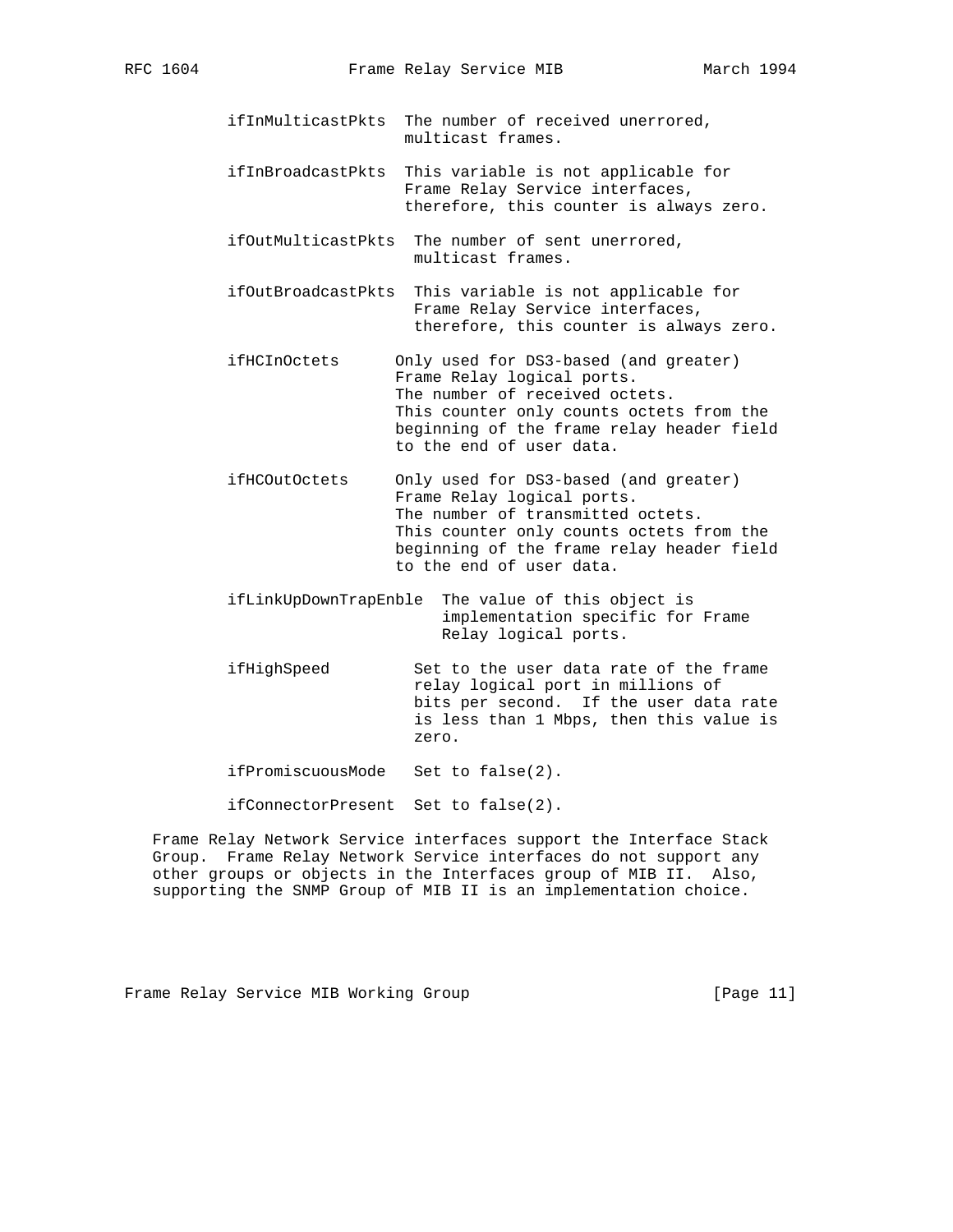```
          ifInMulticastPkts  The number of received unerrored,
                             multicast frames.

          ifInBroadcastPkts  This variable is not applicable for
                             Frame Relay Service interfaces,
                             therefore, this counter is always zero.

          ifOutMulticastPkts  The number of sent unerrored,
                              multicast frames.

          ifOutBroadcastPkts  This variable is not applicable for
                              Frame Relay Service interfaces,
                              therefore, this counter is always zero.

          ifHCInOctets      Only used for DS3-based (and greater)
                            Frame Relay logical ports.
                            The number of received octets.
                            This counter only counts octets from the
                            beginning of the frame relay header field
                            to the end of user data.

          ifHCOutOctets     Only used for DS3-based (and greater)
                            Frame Relay logical ports.
                            The number of transmitted octets.
                            This counter only counts octets from the
                            beginning of the frame relay header field
                            to the end of user data.

          ifLinkUpDownTrapEnble  The value of this object is
                                 implementation specific for Frame
                                 Relay logical ports.

          ifHighSpeed         Set to the user data rate of the frame
                              relay logical port in millions of
                              bits per second.  If the user data rate
                              is less than 1 Mbps, then this value is
                              zero.

          ifPromiscuousMode   Set to false(2).

          ifConnectorPresent  Set to false(2).
```

Frame Relay Network Service interfaces support the Interface Stack Group. Frame Relay Network Service interfaces do not support any other groups or objects in the Interfaces group of MIB II. Also, supporting the SNMP Group of MIB II is an implementation choice.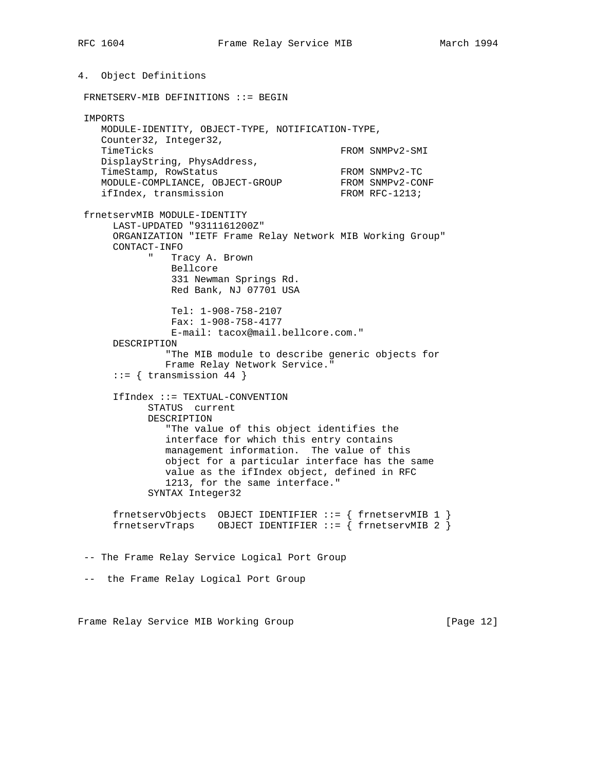## 4. Object Definitions

```
 FRNETSERV-MIB DEFINITIONS ::= BEGIN

 IMPORTS
    MODULE-IDENTITY, OBJECT-TYPE, NOTIFICATION-TYPE,
    Counter32, Integer32,
    TimeTicks                               FROM SNMPv2-SMI
    DisplayString, PhysAddress,
    TimeStamp, RowStatus                    FROM SNMPv2-TC
    MODULE-COMPLIANCE, OBJECT-GROUP         FROM SNMPv2-CONF
    ifIndex, transmission                   FROM RFC-1213;

 frnetservMIB MODULE-IDENTITY
      LAST-UPDATED "9311161200Z"
      ORGANIZATION "IETF Frame Relay Network MIB Working Group"
      CONTACT-INFO
            "   Tracy A. Brown
                Bellcore
                331 Newman Springs Rd.
                Red Bank, NJ 07701 USA

                Tel: 1-908-758-2107
                Fax: 1-908-758-4177
                E-mail: tacox@mail.bellcore.com."
      DESCRIPTION
               "The MIB module to describe generic objects for
               Frame Relay Network Service."
      ::= { transmission 44 }

      IfIndex ::= TEXTUAL-CONVENTION
            STATUS  current
            DESCRIPTION
               "The value of this object identifies the
               interface for which this entry contains
               management information.  The value of this
               object for a particular interface has the same
               value as the ifIndex object, defined in RFC
               1213, for the same interface."
            SYNTAX Integer32

      frnetservObjects  OBJECT IDENTIFIER ::= { frnetservMIB 1 }
      frnetservTraps    OBJECT IDENTIFIER ::= { frnetservMIB 2 }


 -- The Frame Relay Service Logical Port Group

 --  the Frame Relay Logical Port Group
```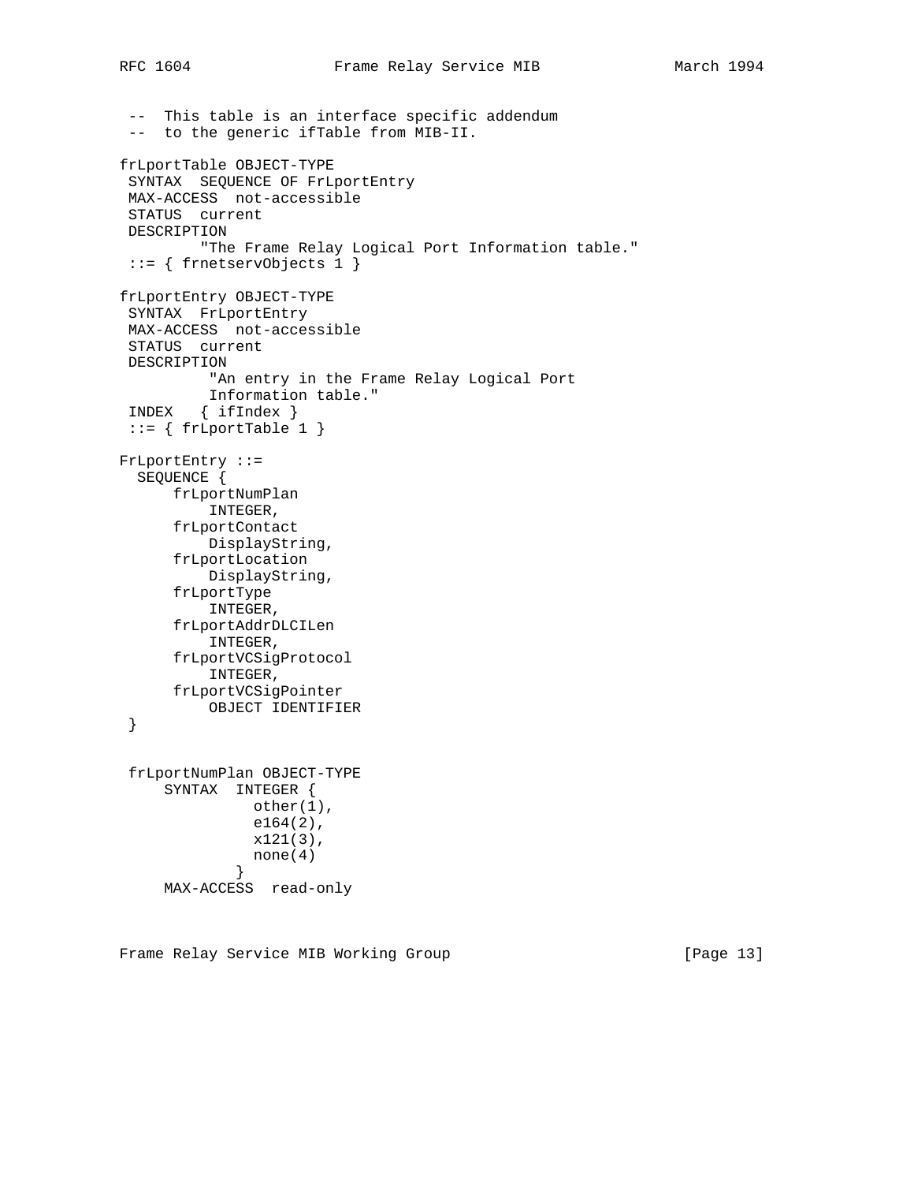```
 --  This table is an interface specific addendum
 --  to the generic ifTable from MIB-II.

frLportTable OBJECT-TYPE
 SYNTAX  SEQUENCE OF FrLportEntry
 MAX-ACCESS  not-accessible
 STATUS  current
 DESCRIPTION
        "The Frame Relay Logical Port Information table."
 ::= { frnetservObjects 1 }

frLportEntry OBJECT-TYPE
 SYNTAX  FrLportEntry
 MAX-ACCESS  not-accessible
 STATUS  current
 DESCRIPTION
          "An entry in the Frame Relay Logical Port
          Information table."
 INDEX   { ifIndex }
 ::= { frLportTable 1 }

FrLportEntry ::=
   SEQUENCE {
       frLportNumPlan
           INTEGER,
       frLportContact
           DisplayString,
       frLportLocation
           DisplayString,
       frLportType
           INTEGER,
       frLportAddrDLCILen
           INTEGER,
       frLportVCSigProtocol
           INTEGER,
       frLportVCSigPointer
           OBJECT IDENTIFIER
 }


 frLportNumPlan OBJECT-TYPE
     SYNTAX  INTEGER {
               other(1),
               e164(2),
               x121(3),
               none(4)
             }
     MAX-ACCESS  read-only
```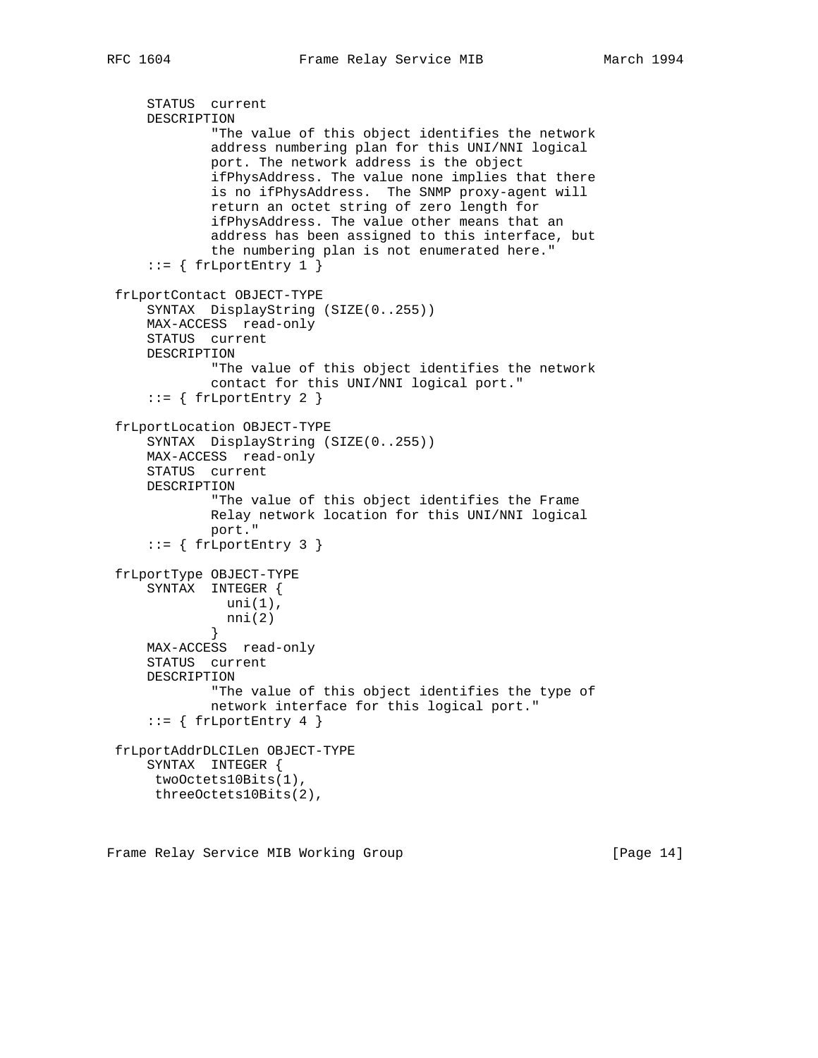```
     STATUS  current
     DESCRIPTION
             "The value of this object identifies the network
             address numbering plan for this UNI/NNI logical
             port. The network address is the object
             ifPhysAddress. The value none implies that there
             is no ifPhysAddress.  The SNMP proxy-agent will
             return an octet string of zero length for
             ifPhysAddress. The value other means that an
             address has been assigned to this interface, but
             the numbering plan is not enumerated here."
     ::= { frLportEntry 1 }

 frLportContact OBJECT-TYPE
     SYNTAX  DisplayString (SIZE(0..255))
     MAX-ACCESS  read-only
     STATUS  current
     DESCRIPTION
             "The value of this object identifies the network
             contact for this UNI/NNI logical port."
     ::= { frLportEntry 2 }

 frLportLocation OBJECT-TYPE
     SYNTAX  DisplayString (SIZE(0..255))
     MAX-ACCESS  read-only
     STATUS  current
     DESCRIPTION
             "The value of this object identifies the Frame
             Relay network location for this UNI/NNI logical
             port."
     ::= { frLportEntry 3 }

 frLportType OBJECT-TYPE
     SYNTAX  INTEGER {
               uni(1),
               nni(2)
             }
     MAX-ACCESS  read-only
     STATUS  current
     DESCRIPTION
             "The value of this object identifies the type of
             network interface for this logical port."
     ::= { frLportEntry 4 }

 frLportAddrDLCILen OBJECT-TYPE
     SYNTAX  INTEGER {
      twoOctets10Bits(1),
      threeOctets10Bits(2),
```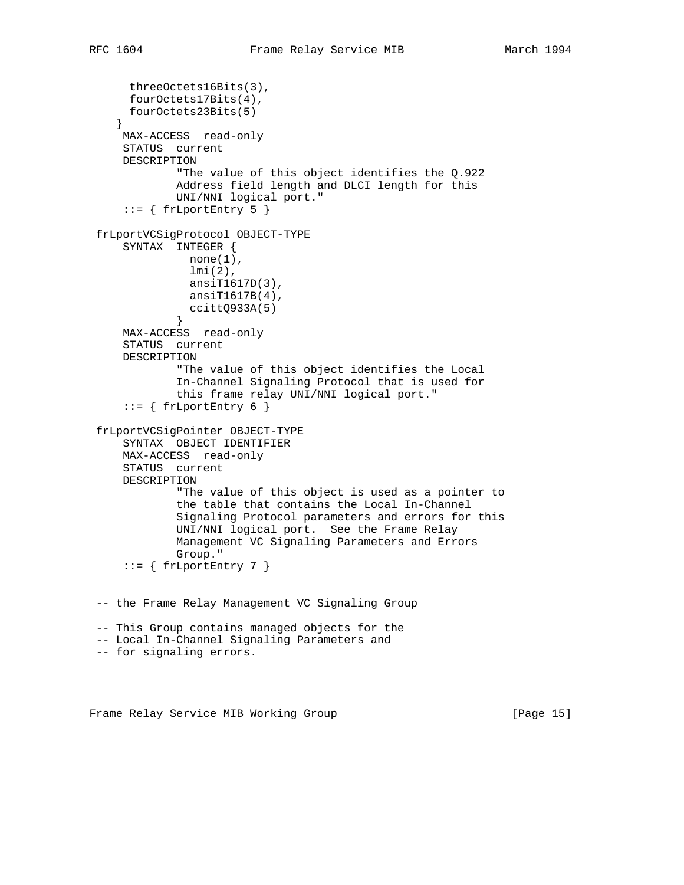```
      threeOctets16Bits(3),
      fourOctets17Bits(4),
      fourOctets23Bits(5)
    }
     MAX-ACCESS  read-only
     STATUS  current
     DESCRIPTION
             "The value of this object identifies the Q.922
             Address field length and DLCI length for this
             UNI/NNI logical port."
     ::= { frLportEntry 5 }

 frLportVCSigProtocol OBJECT-TYPE
     SYNTAX  INTEGER {
               none(1),
               lmi(2),
               ansiT1617D(3),
               ansiT1617B(4),
               ccittQ933A(5)
             }
     MAX-ACCESS  read-only
     STATUS  current
     DESCRIPTION
             "The value of this object identifies the Local
             In-Channel Signaling Protocol that is used for
             this frame relay UNI/NNI logical port."
     ::= { frLportEntry 6 }

 frLportVCSigPointer OBJECT-TYPE
     SYNTAX  OBJECT IDENTIFIER
     MAX-ACCESS  read-only
     STATUS  current
     DESCRIPTION
             "The value of this object is used as a pointer to
             the table that contains the Local In-Channel
             Signaling Protocol parameters and errors for this
             UNI/NNI logical port.  See the Frame Relay
             Management VC Signaling Parameters and Errors
             Group."
     ::= { frLportEntry 7 }


 -- the Frame Relay Management VC Signaling Group

 -- This Group contains managed objects for the
 -- Local In-Channel Signaling Parameters and
 -- for signaling errors.
```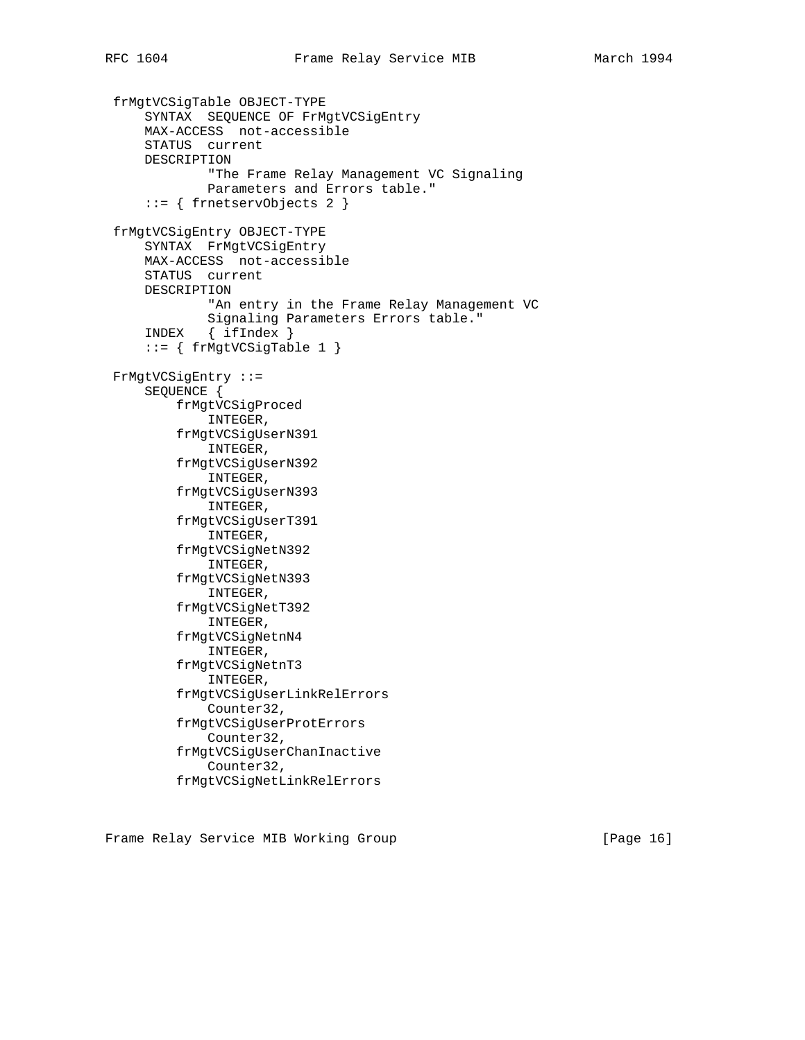```
 frMgtVCSigTable OBJECT-TYPE
     SYNTAX  SEQUENCE OF FrMgtVCSigEntry
     MAX-ACCESS  not-accessible
     STATUS  current
     DESCRIPTION
             "The Frame Relay Management VC Signaling
             Parameters and Errors table."
     ::= { frnetservObjects 2 }

 frMgtVCSigEntry OBJECT-TYPE
     SYNTAX  FrMgtVCSigEntry
     MAX-ACCESS  not-accessible
     STATUS  current
     DESCRIPTION
             "An entry in the Frame Relay Management VC
             Signaling Parameters Errors table."
     INDEX   { ifIndex }
     ::= { frMgtVCSigTable 1 }

 FrMgtVCSigEntry ::=
     SEQUENCE {
         frMgtVCSigProced
             INTEGER,
         frMgtVCSigUserN391
             INTEGER,
         frMgtVCSigUserN392
             INTEGER,
         frMgtVCSigUserN393
             INTEGER,
         frMgtVCSigUserT391
             INTEGER,
         frMgtVCSigNetN392
             INTEGER,
         frMgtVCSigNetN393
             INTEGER,
         frMgtVCSigNetT392
             INTEGER,
         frMgtVCSigNetnN4
             INTEGER,
         frMgtVCSigNetnT3
             INTEGER,
         frMgtVCSigUserLinkRelErrors
             Counter32,
         frMgtVCSigUserProtErrors
             Counter32,
         frMgtVCSigUserChanInactive
             Counter32,
         frMgtVCSigNetLinkRelErrors
```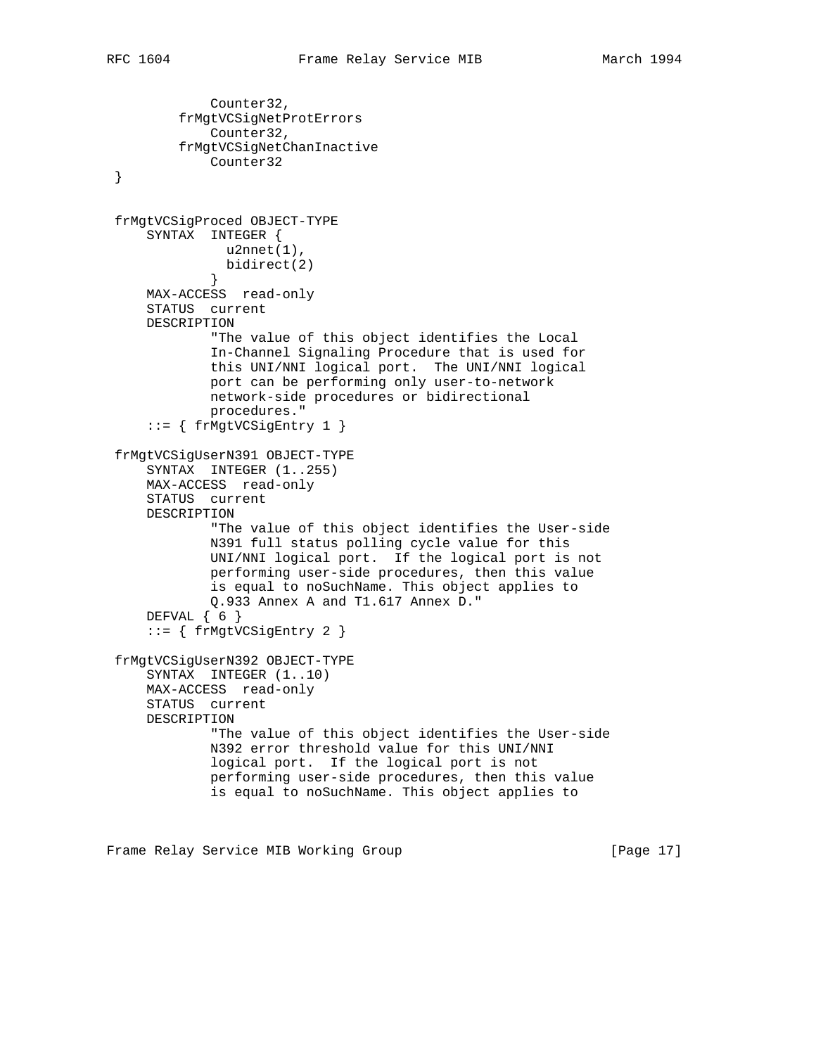```
            Counter32,
        frMgtVCSigNetProtErrors
            Counter32,
        frMgtVCSigNetChanInactive
            Counter32
 }


 frMgtVCSigProced OBJECT-TYPE
     SYNTAX  INTEGER {
               u2nnet(1),
               bidirect(2)
             }
     MAX-ACCESS  read-only
     STATUS  current
     DESCRIPTION
             "The value of this object identifies the Local
             In-Channel Signaling Procedure that is used for
             this UNI/NNI logical port.  The UNI/NNI logical
             port can be performing only user-to-network
             network-side procedures or bidirectional
             procedures."
     ::= { frMgtVCSigEntry 1 }

 frMgtVCSigUserN391 OBJECT-TYPE
     SYNTAX  INTEGER (1..255)
     MAX-ACCESS  read-only
     STATUS  current
     DESCRIPTION
             "The value of this object identifies the User-side
             N391 full status polling cycle value for this
             UNI/NNI logical port.  If the logical port is not
             performing user-side procedures, then this value
             is equal to noSuchName. This object applies to
             Q.933 Annex A and T1.617 Annex D."
     DEFVAL { 6 }
     ::= { frMgtVCSigEntry 2 }

 frMgtVCSigUserN392 OBJECT-TYPE
     SYNTAX  INTEGER (1..10)
     MAX-ACCESS  read-only
     STATUS  current
     DESCRIPTION
             "The value of this object identifies the User-side
             N392 error threshold value for this UNI/NNI
             logical port.  If the logical port is not
             performing user-side procedures, then this value
             is equal to noSuchName. This object applies to
```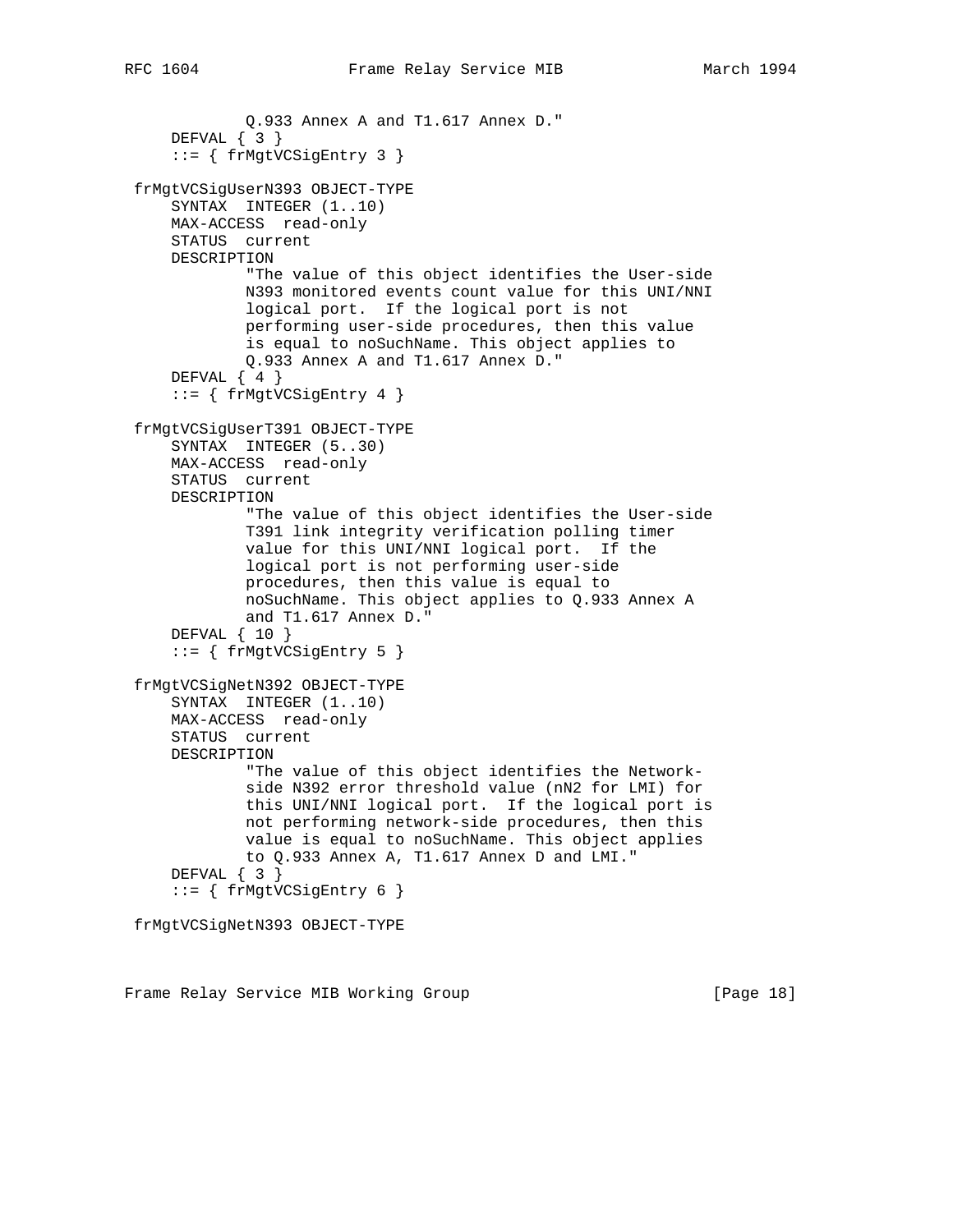```
             Q.933 Annex A and T1.617 Annex D."
     DEFVAL { 3 }
     ::= { frMgtVCSigEntry 3 }

 frMgtVCSigUserN393 OBJECT-TYPE
     SYNTAX  INTEGER (1..10)
     MAX-ACCESS  read-only
     STATUS  current
     DESCRIPTION
             "The value of this object identifies the User-side
             N393 monitored events count value for this UNI/NNI
             logical port.  If the logical port is not
             performing user-side procedures, then this value
             is equal to noSuchName. This object applies to
             Q.933 Annex A and T1.617 Annex D."
     DEFVAL { 4 }
     ::= { frMgtVCSigEntry 4 }

 frMgtVCSigUserT391 OBJECT-TYPE
     SYNTAX  INTEGER (5..30)
     MAX-ACCESS  read-only
     STATUS  current
     DESCRIPTION
             "The value of this object identifies the User-side
             T391 link integrity verification polling timer
             value for this UNI/NNI logical port.  If the
             logical port is not performing user-side
             procedures, then this value is equal to
             noSuchName. This object applies to Q.933 Annex A
             and T1.617 Annex D."
     DEFVAL { 10 }
     ::= { frMgtVCSigEntry 5 }

 frMgtVCSigNetN392 OBJECT-TYPE
     SYNTAX  INTEGER (1..10)
     MAX-ACCESS  read-only
     STATUS  current
     DESCRIPTION
             "The value of this object identifies the Network-
             side N392 error threshold value (nN2 for LMI) for
             this UNI/NNI logical port.  If the logical port is
             not performing network-side procedures, then this
             value is equal to noSuchName. This object applies
             to Q.933 Annex A, T1.617 Annex D and LMI."
     DEFVAL { 3 }
     ::= { frMgtVCSigEntry 6 }

 frMgtVCSigNetN393 OBJECT-TYPE
```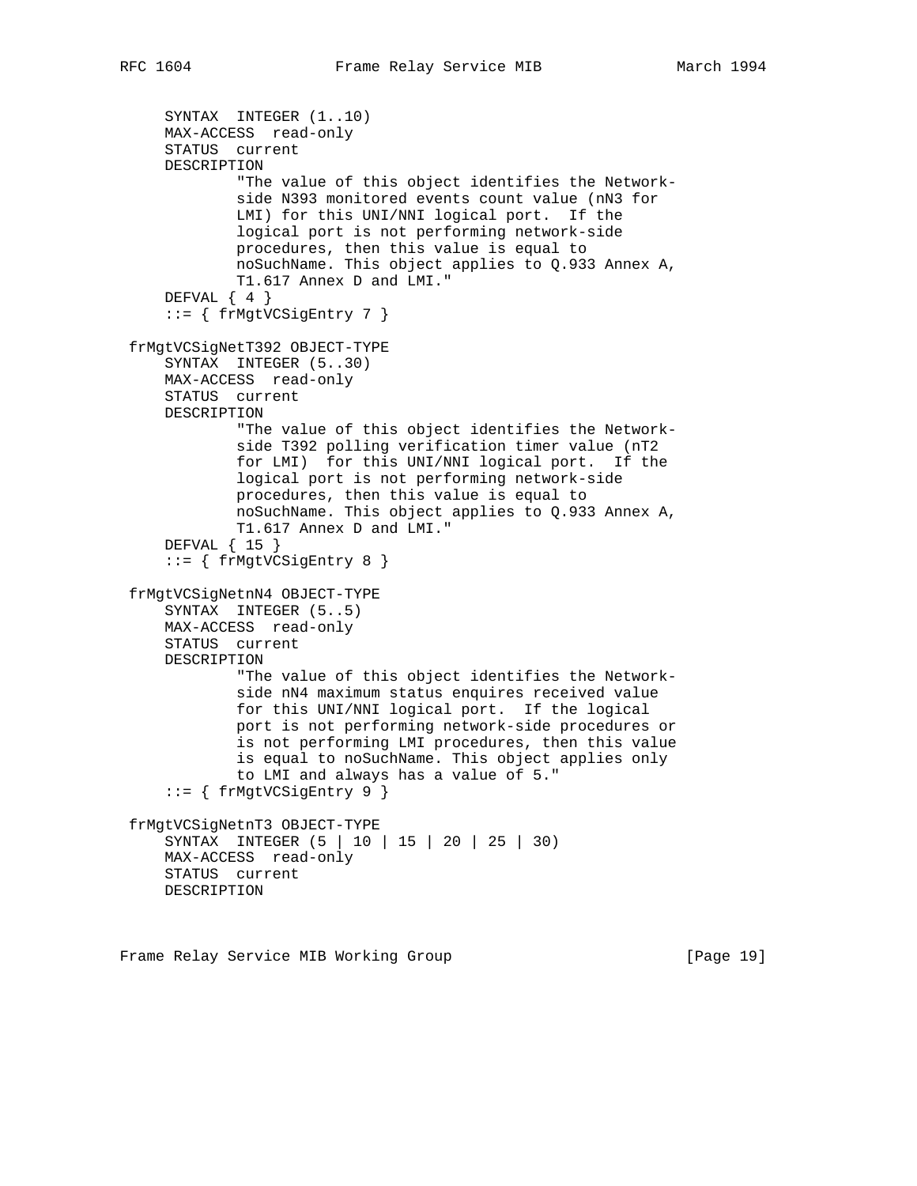```
     SYNTAX  INTEGER (1..10)
     MAX-ACCESS  read-only
     STATUS  current
     DESCRIPTION
             "The value of this object identifies the Network-
             side N393 monitored events count value (nN3 for
             LMI) for this UNI/NNI logical port.  If the
             logical port is not performing network-side
             procedures, then this value is equal to
             noSuchName. This object applies to Q.933 Annex A,
             T1.617 Annex D and LMI."
     DEFVAL { 4 }
     ::= { frMgtVCSigEntry 7 }

 frMgtVCSigNetT392 OBJECT-TYPE
     SYNTAX  INTEGER (5..30)
     MAX-ACCESS  read-only
     STATUS  current
     DESCRIPTION
             "The value of this object identifies the Network-
             side T392 polling verification timer value (nT2
             for LMI)  for this UNI/NNI logical port.  If the
             logical port is not performing network-side
             procedures, then this value is equal to
             noSuchName. This object applies to Q.933 Annex A,
             T1.617 Annex D and LMI."
     DEFVAL { 15 }
     ::= { frMgtVCSigEntry 8 }

 frMgtVCSigNetnN4 OBJECT-TYPE
     SYNTAX  INTEGER (5..5)
     MAX-ACCESS  read-only
     STATUS  current
     DESCRIPTION
             "The value of this object identifies the Network-
             side nN4 maximum status enquires received value
             for this UNI/NNI logical port.  If the logical
             port is not performing network-side procedures or
             is not performing LMI procedures, then this value
             is equal to noSuchName. This object applies only
             to LMI and always has a value of 5."
     ::= { frMgtVCSigEntry 9 }

 frMgtVCSigNetnT3 OBJECT-TYPE
     SYNTAX  INTEGER (5 | 10 | 15 | 20 | 25 | 30)
     MAX-ACCESS  read-only
     STATUS  current
     DESCRIPTION
```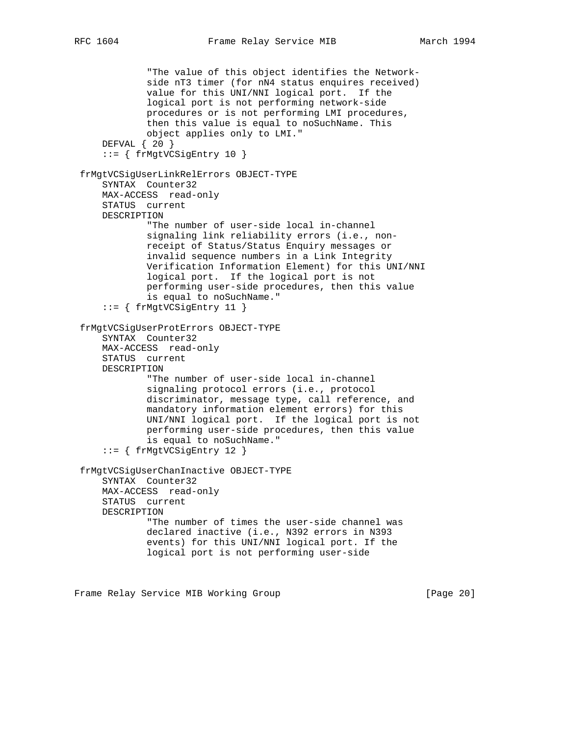```
            "The value of this object identifies the Network-
            side nT3 timer (for nN4 status enquires received)
            value for this UNI/NNI logical port.  If the
            logical port is not performing network-side
            procedures or is not performing LMI procedures,
            then this value is equal to noSuchName. This
            object applies only to LMI."
    DEFVAL { 20 }
    ::= { frMgtVCSigEntry 10 }

frMgtVCSigUserLinkRelErrors OBJECT-TYPE
    SYNTAX  Counter32
    MAX-ACCESS  read-only
    STATUS  current
    DESCRIPTION
            "The number of user-side local in-channel
            signaling link reliability errors (i.e., non-
            receipt of Status/Status Enquiry messages or
            invalid sequence numbers in a Link Integrity
            Verification Information Element) for this UNI/NNI
            logical port.  If the logical port is not
            performing user-side procedures, then this value
            is equal to noSuchName."
    ::= { frMgtVCSigEntry 11 }

frMgtVCSigUserProtErrors OBJECT-TYPE
    SYNTAX  Counter32
    MAX-ACCESS  read-only
    STATUS  current
    DESCRIPTION
            "The number of user-side local in-channel
            signaling protocol errors (i.e., protocol
            discriminator, message type, call reference, and
            mandatory information element errors) for this
            UNI/NNI logical port.  If the logical port is not
            performing user-side procedures, then this value
            is equal to noSuchName."
    ::= { frMgtVCSigEntry 12 }

frMgtVCSigUserChanInactive OBJECT-TYPE
    SYNTAX  Counter32
    MAX-ACCESS  read-only
    STATUS  current
    DESCRIPTION
            "The number of times the user-side channel was
            declared inactive (i.e., N392 errors in N393
            events) for this UNI/NNI logical port. If the
            logical port is not performing user-side
```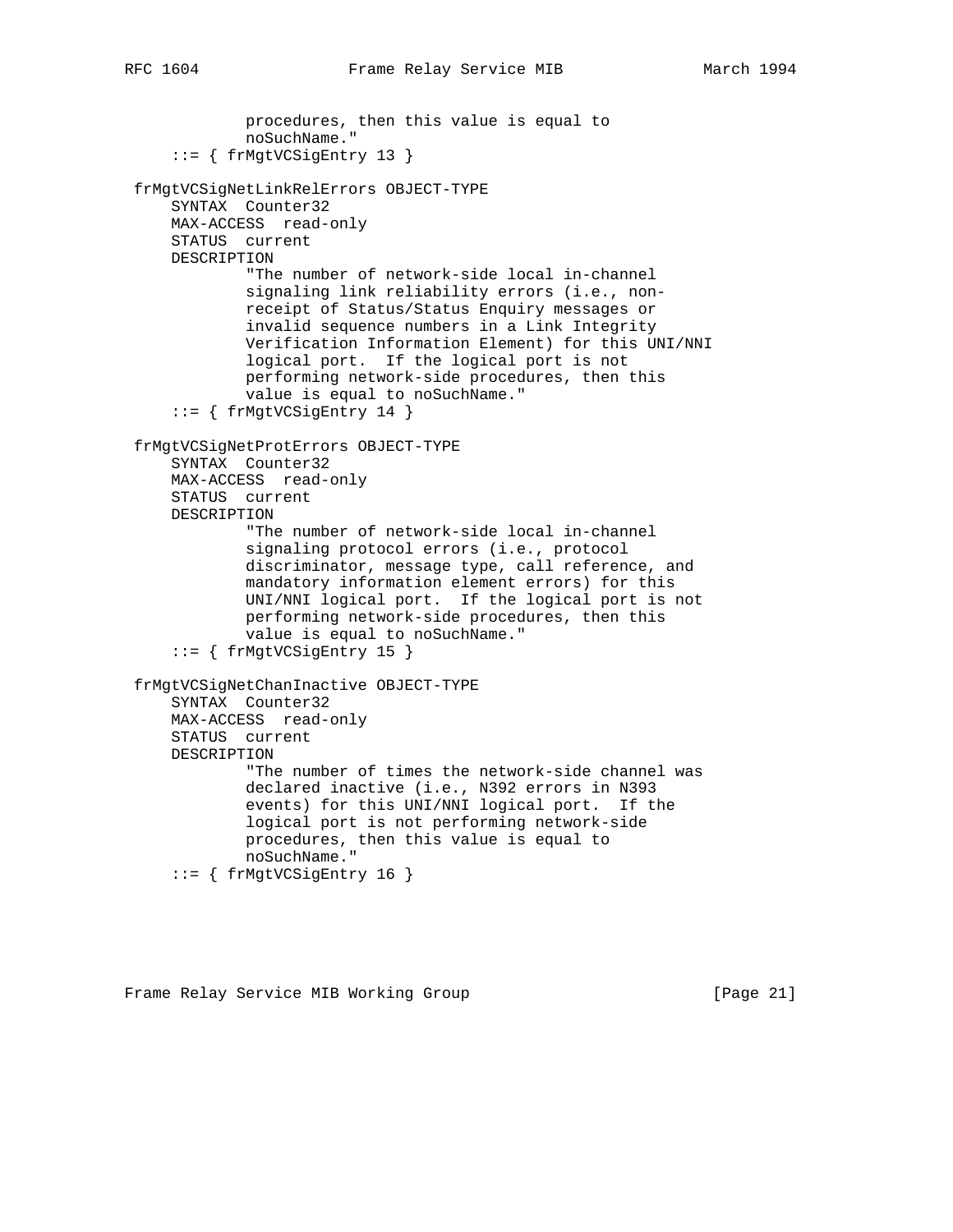```
            procedures, then this value is equal to
            noSuchName."
    ::= { frMgtVCSigEntry 13 }

frMgtVCSigNetLinkRelErrors OBJECT-TYPE
    SYNTAX  Counter32
    MAX-ACCESS  read-only
    STATUS  current
    DESCRIPTION
            "The number of network-side local in-channel
            signaling link reliability errors (i.e., non-
            receipt of Status/Status Enquiry messages or
            invalid sequence numbers in a Link Integrity
            Verification Information Element) for this UNI/NNI
            logical port.  If the logical port is not
            performing network-side procedures, then this
            value is equal to noSuchName."
    ::= { frMgtVCSigEntry 14 }

frMgtVCSigNetProtErrors OBJECT-TYPE
    SYNTAX  Counter32
    MAX-ACCESS  read-only
    STATUS  current
    DESCRIPTION
            "The number of network-side local in-channel
            signaling protocol errors (i.e., protocol
            discriminator, message type, call reference, and
            mandatory information element errors) for this
            UNI/NNI logical port.  If the logical port is not
            performing network-side procedures, then this
            value is equal to noSuchName."
    ::= { frMgtVCSigEntry 15 }

frMgtVCSigNetChanInactive OBJECT-TYPE
    SYNTAX  Counter32
    MAX-ACCESS  read-only
    STATUS  current
    DESCRIPTION
            "The number of times the network-side channel was
            declared inactive (i.e., N392 errors in N393
            events) for this UNI/NNI logical port.  If the
            logical port is not performing network-side
            procedures, then this value is equal to
            noSuchName."
    ::= { frMgtVCSigEntry 16 }
```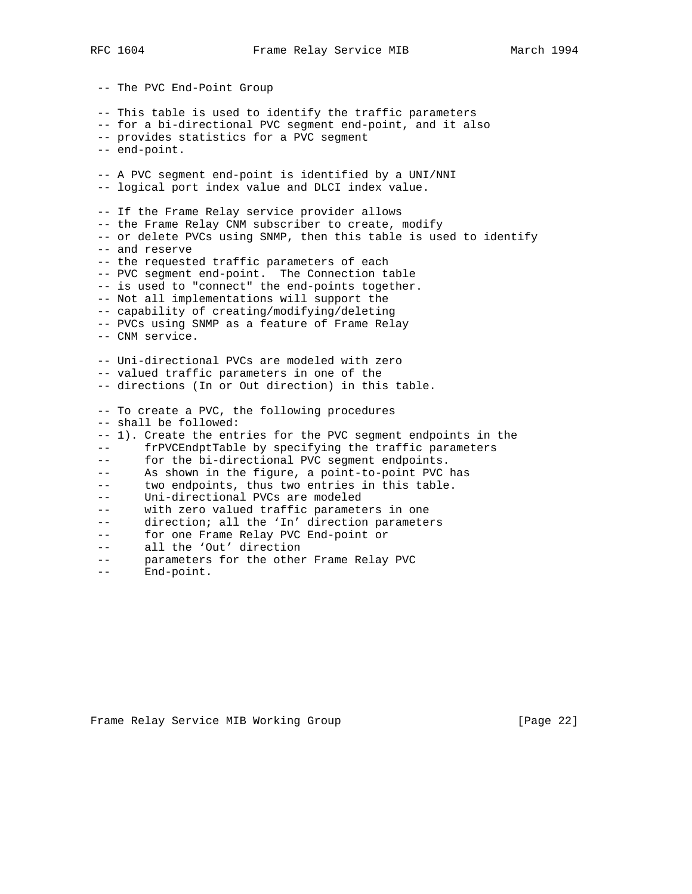```
-- The PVC End-Point Group

-- This table is used to identify the traffic parameters
-- for a bi-directional PVC segment end-point, and it also
-- provides statistics for a PVC segment
-- end-point.

-- A PVC segment end-point is identified by a UNI/NNI
-- logical port index value and DLCI index value.

-- If the Frame Relay service provider allows
-- the Frame Relay CNM subscriber to create, modify
-- or delete PVCs using SNMP, then this table is used to identify
-- and reserve
-- the requested traffic parameters of each
-- PVC segment end-point.  The Connection table
-- is used to "connect" the end-points together.
-- Not all implementations will support the
-- capability of creating/modifying/deleting
-- PVCs using SNMP as a feature of Frame Relay
-- CNM service.

-- Uni-directional PVCs are modeled with zero
-- valued traffic parameters in one of the
-- directions (In or Out direction) in this table.

-- To create a PVC, the following procedures
-- shall be followed:
-- 1). Create the entries for the PVC segment endpoints in the
--     frPVCEndptTable by specifying the traffic parameters
--     for the bi-directional PVC segment endpoints.
--     As shown in the figure, a point-to-point PVC has
--     two endpoints, thus two entries in this table.
--     Uni-directional PVCs are modeled
--     with zero valued traffic parameters in one
--     direction; all the 'In' direction parameters
--     for one Frame Relay PVC End-point or
--     all the 'Out' direction
--     parameters for the other Frame Relay PVC
--     End-point.
```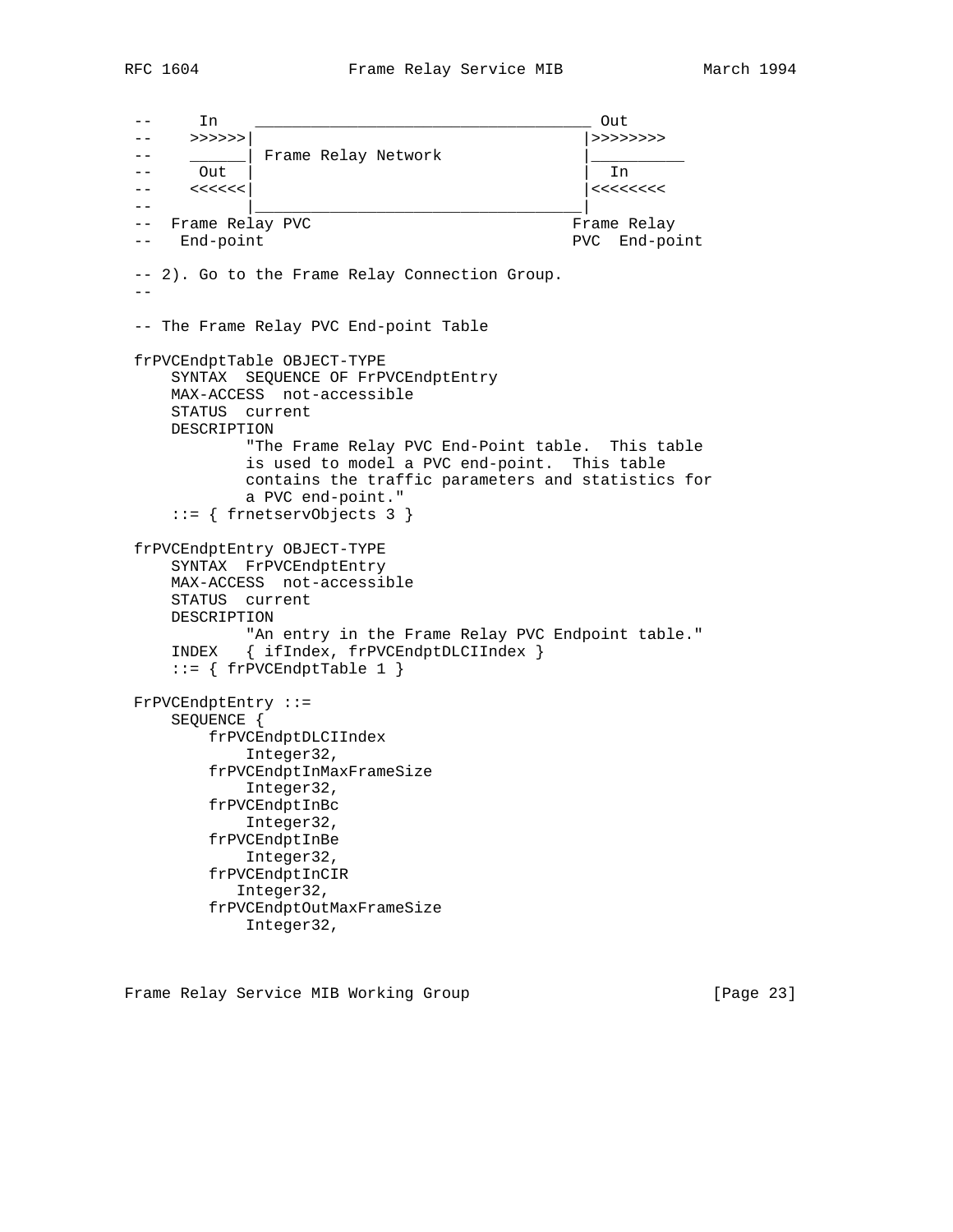```
 --      In     ____________________________________ Out
 --    >>>>>>|                                    |>>>>>>>>
 --    ______| Frame Relay Network                |__________
 --     Out  |                                    |  In
 --    <<<<<<|                                    |<<<<<<<<
 --          |____________________________________|
 --  Frame Relay PVC                             Frame Relay
 --   End-point                                  PVC  End-point

 -- 2). Go to the Frame Relay Connection Group.
 --

 -- The Frame Relay PVC End-point Table

 frPVCEndptTable OBJECT-TYPE
     SYNTAX  SEQUENCE OF FrPVCEndptEntry
     MAX-ACCESS  not-accessible
     STATUS  current
     DESCRIPTION
             "The Frame Relay PVC End-Point table.  This table
             is used to model a PVC end-point.  This table
             contains the traffic parameters and statistics for
             a PVC end-point."
     ::= { frnetservObjects 3 }

 frPVCEndptEntry OBJECT-TYPE
     SYNTAX  FrPVCEndptEntry
     MAX-ACCESS  not-accessible
     STATUS  current
     DESCRIPTION
             "An entry in the Frame Relay PVC Endpoint table."
     INDEX   { ifIndex, frPVCEndptDLCIIndex }
     ::= { frPVCEndptTable 1 }

 FrPVCEndptEntry ::=
     SEQUENCE {
         frPVCEndptDLCIIndex
             Integer32,
         frPVCEndptInMaxFrameSize
             Integer32,
         frPVCEndptInBc
             Integer32,
         frPVCEndptInBe
             Integer32,
         frPVCEndptInCIR
            Integer32,
         frPVCEndptOutMaxFrameSize
             Integer32,
```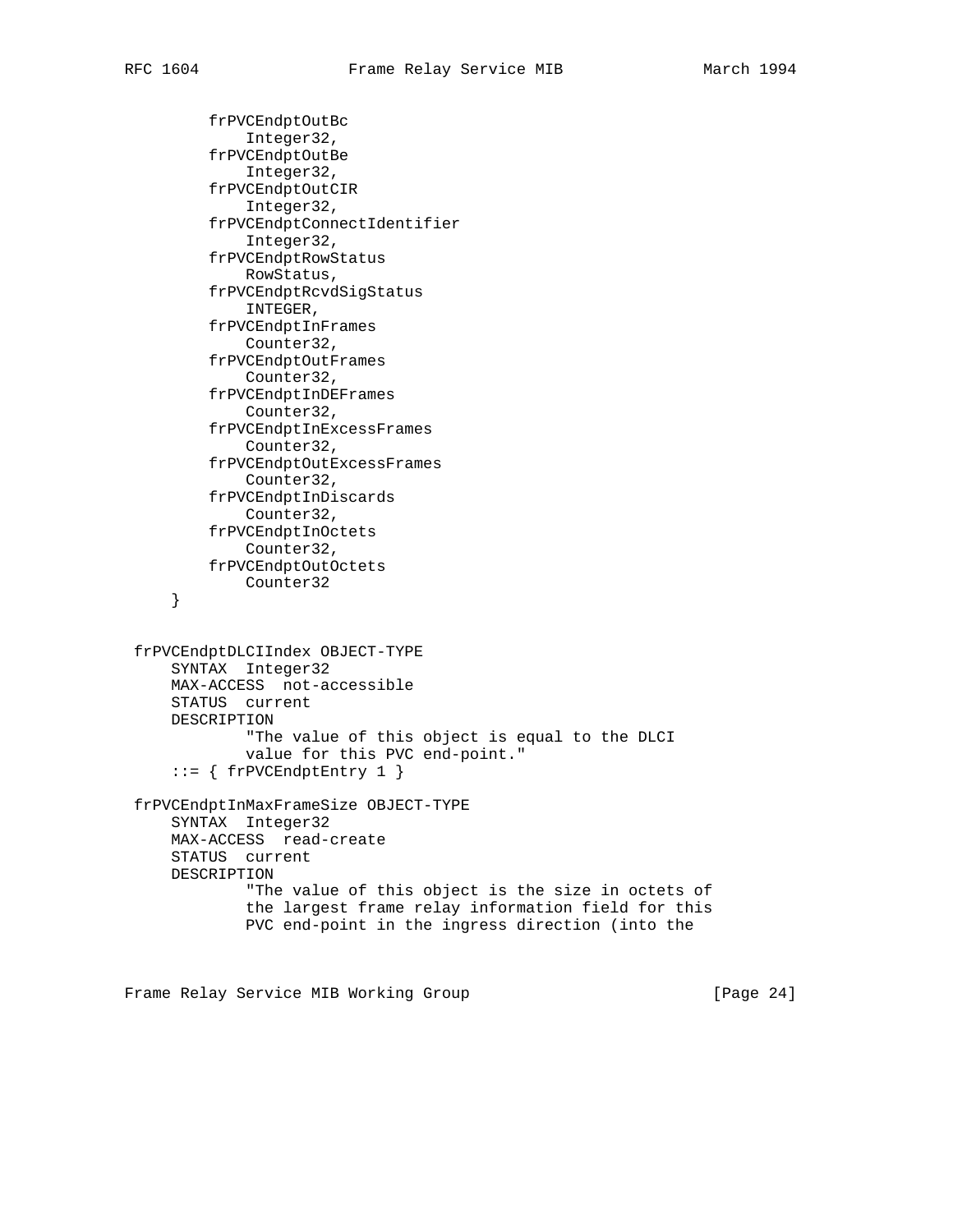```
        frPVCEndptOutBc
            Integer32,
        frPVCEndptOutBe
            Integer32,
        frPVCEndptOutCIR
            Integer32,
        frPVCEndptConnectIdentifier
            Integer32,
        frPVCEndptRowStatus
            RowStatus,
        frPVCEndptRcvdSigStatus
            INTEGER,
        frPVCEndptInFrames
            Counter32,
        frPVCEndptOutFrames
            Counter32,
        frPVCEndptInDEFrames
            Counter32,
        frPVCEndptInExcessFrames
            Counter32,
        frPVCEndptOutExcessFrames
            Counter32,
        frPVCEndptInDiscards
            Counter32,
        frPVCEndptInOctets
            Counter32,
        frPVCEndptOutOctets
            Counter32
    }


frPVCEndptDLCIIndex OBJECT-TYPE
    SYNTAX  Integer32
    MAX-ACCESS  not-accessible
    STATUS  current
    DESCRIPTION
            "The value of this object is equal to the DLCI
            value for this PVC end-point."
    ::= { frPVCEndptEntry 1 }

frPVCEndptInMaxFrameSize OBJECT-TYPE
    SYNTAX  Integer32
    MAX-ACCESS  read-create
    STATUS  current
    DESCRIPTION
            "The value of this object is the size in octets of
            the largest frame relay information field for this
            PVC end-point in the ingress direction (into the
```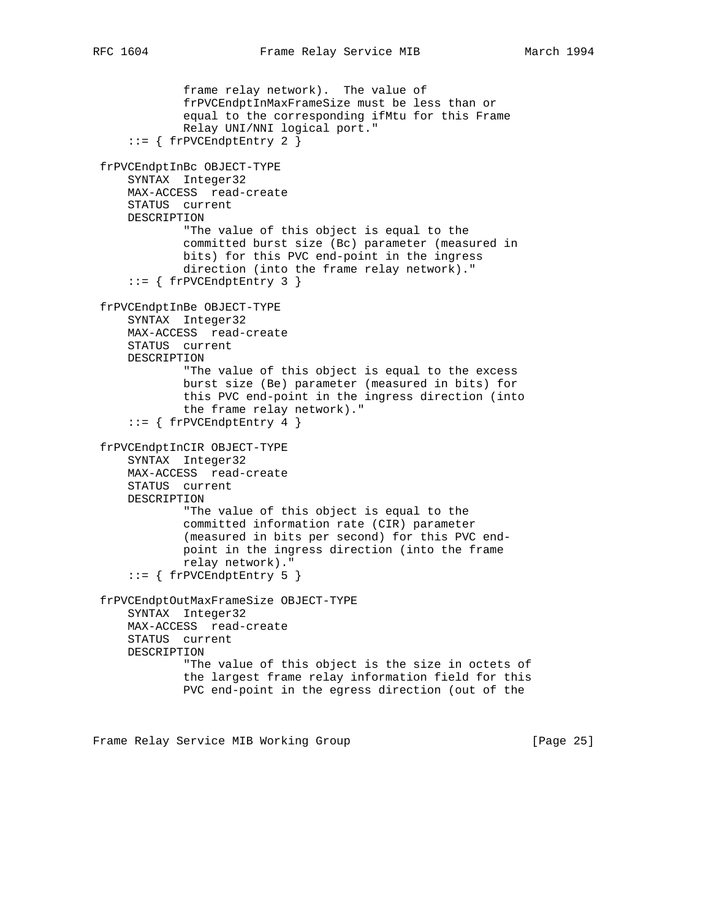```
             frame relay network).  The value of
             frPVCEndptInMaxFrameSize must be less than or
             equal to the corresponding ifMtu for this Frame
             Relay UNI/NNI logical port."
     ::= { frPVCEndptEntry 2 }

 frPVCEndptInBc OBJECT-TYPE
     SYNTAX  Integer32
     MAX-ACCESS  read-create
     STATUS  current
     DESCRIPTION
             "The value of this object is equal to the
             committed burst size (Bc) parameter (measured in
             bits) for this PVC end-point in the ingress
             direction (into the frame relay network)."
     ::= { frPVCEndptEntry 3 }

 frPVCEndptInBe OBJECT-TYPE
     SYNTAX  Integer32
     MAX-ACCESS  read-create
     STATUS  current
     DESCRIPTION
             "The value of this object is equal to the excess
             burst size (Be) parameter (measured in bits) for
             this PVC end-point in the ingress direction (into
             the frame relay network)."
     ::= { frPVCEndptEntry 4 }

 frPVCEndptInCIR OBJECT-TYPE
     SYNTAX  Integer32
     MAX-ACCESS  read-create
     STATUS  current
     DESCRIPTION
             "The value of this object is equal to the
             committed information rate (CIR) parameter
             (measured in bits per second) for this PVC end-
             point in the ingress direction (into the frame
             relay network)."
     ::= { frPVCEndptEntry 5 }

 frPVCEndptOutMaxFrameSize OBJECT-TYPE
     SYNTAX  Integer32
     MAX-ACCESS  read-create
     STATUS  current
     DESCRIPTION
             "The value of this object is the size in octets of
             the largest frame relay information field for this
             PVC end-point in the egress direction (out of the
```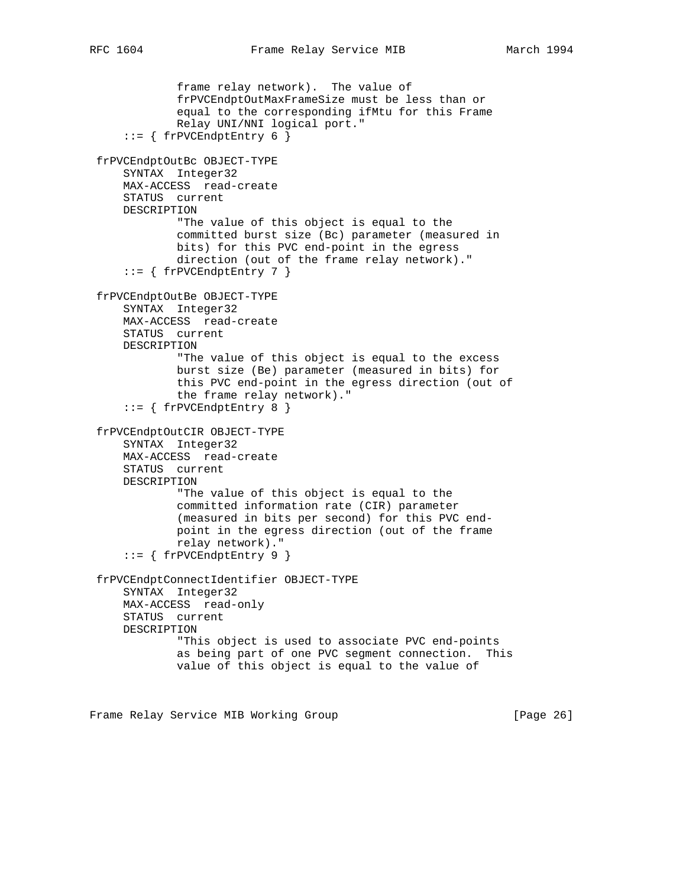```
             frame relay network).  The value of
             frPVCEndptOutMaxFrameSize must be less than or
             equal to the corresponding ifMtu for this Frame
             Relay UNI/NNI logical port."
     ::= { frPVCEndptEntry 6 }

 frPVCEndptOutBc OBJECT-TYPE
     SYNTAX  Integer32
     MAX-ACCESS  read-create
     STATUS  current
     DESCRIPTION
             "The value of this object is equal to the
             committed burst size (Bc) parameter (measured in
             bits) for this PVC end-point in the egress
             direction (out of the frame relay network)."
     ::= { frPVCEndptEntry 7 }

 frPVCEndptOutBe OBJECT-TYPE
     SYNTAX  Integer32
     MAX-ACCESS  read-create
     STATUS  current
     DESCRIPTION
             "The value of this object is equal to the excess
             burst size (Be) parameter (measured in bits) for
             this PVC end-point in the egress direction (out of
             the frame relay network)."
     ::= { frPVCEndptEntry 8 }

 frPVCEndptOutCIR OBJECT-TYPE
     SYNTAX  Integer32
     MAX-ACCESS  read-create
     STATUS  current
     DESCRIPTION
             "The value of this object is equal to the
             committed information rate (CIR) parameter
             (measured in bits per second) for this PVC end-
             point in the egress direction (out of the frame
             relay network)."
     ::= { frPVCEndptEntry 9 }

 frPVCEndptConnectIdentifier OBJECT-TYPE
     SYNTAX  Integer32
     MAX-ACCESS  read-only
     STATUS  current
     DESCRIPTION
             "This object is used to associate PVC end-points
             as being part of one PVC segment connection.  This
             value of this object is equal to the value of
```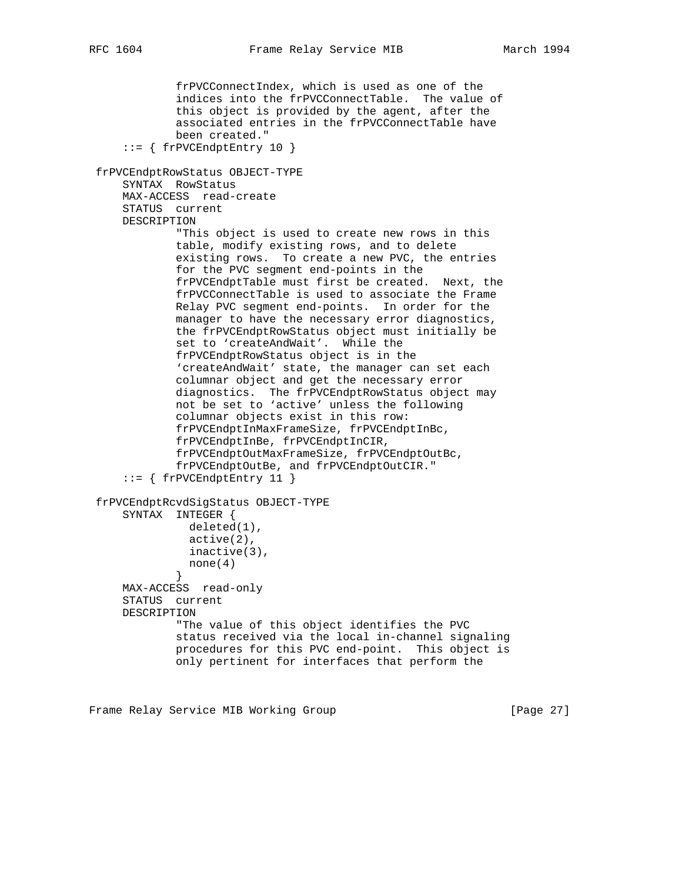```
             frPVCConnectIndex, which is used as one of the
             indices into the frPVCConnectTable.  The value of
             this object is provided by the agent, after the
             associated entries in the frPVCConnectTable have
             been created."
     ::= { frPVCEndptEntry 10 }

 frPVCEndptRowStatus OBJECT-TYPE
     SYNTAX  RowStatus
     MAX-ACCESS  read-create
     STATUS  current
     DESCRIPTION
             "This object is used to create new rows in this
             table, modify existing rows, and to delete
             existing rows.  To create a new PVC, the entries
             for the PVC segment end-points in the
             frPVCEndptTable must first be created.  Next, the
             frPVCConnectTable is used to associate the Frame
             Relay PVC segment end-points.  In order for the
             manager to have the necessary error diagnostics,
             the frPVCEndptRowStatus object must initially be
             set to 'createAndWait'.  While the
             frPVCEndptRowStatus object is in the
             'createAndWait' state, the manager can set each
             columnar object and get the necessary error
             diagnostics.  The frPVCEndptRowStatus object may
             not be set to 'active' unless the following
             columnar objects exist in this row:
             frPVCEndptInMaxFrameSize, frPVCEndptInBc,
             frPVCEndptInBe, frPVCEndptInCIR,
             frPVCEndptOutMaxFrameSize, frPVCEndptOutBc,
             frPVCEndptOutBe, and frPVCEndptOutCIR."
     ::= { frPVCEndptEntry 11 }

 frPVCEndptRcvdSigStatus OBJECT-TYPE
     SYNTAX  INTEGER {
               deleted(1),
               active(2),
               inactive(3),
               none(4)
             }
     MAX-ACCESS  read-only
     STATUS  current
     DESCRIPTION
             "The value of this object identifies the PVC
             status received via the local in-channel signaling
             procedures for this PVC end-point.  This object is
             only pertinent for interfaces that perform the
```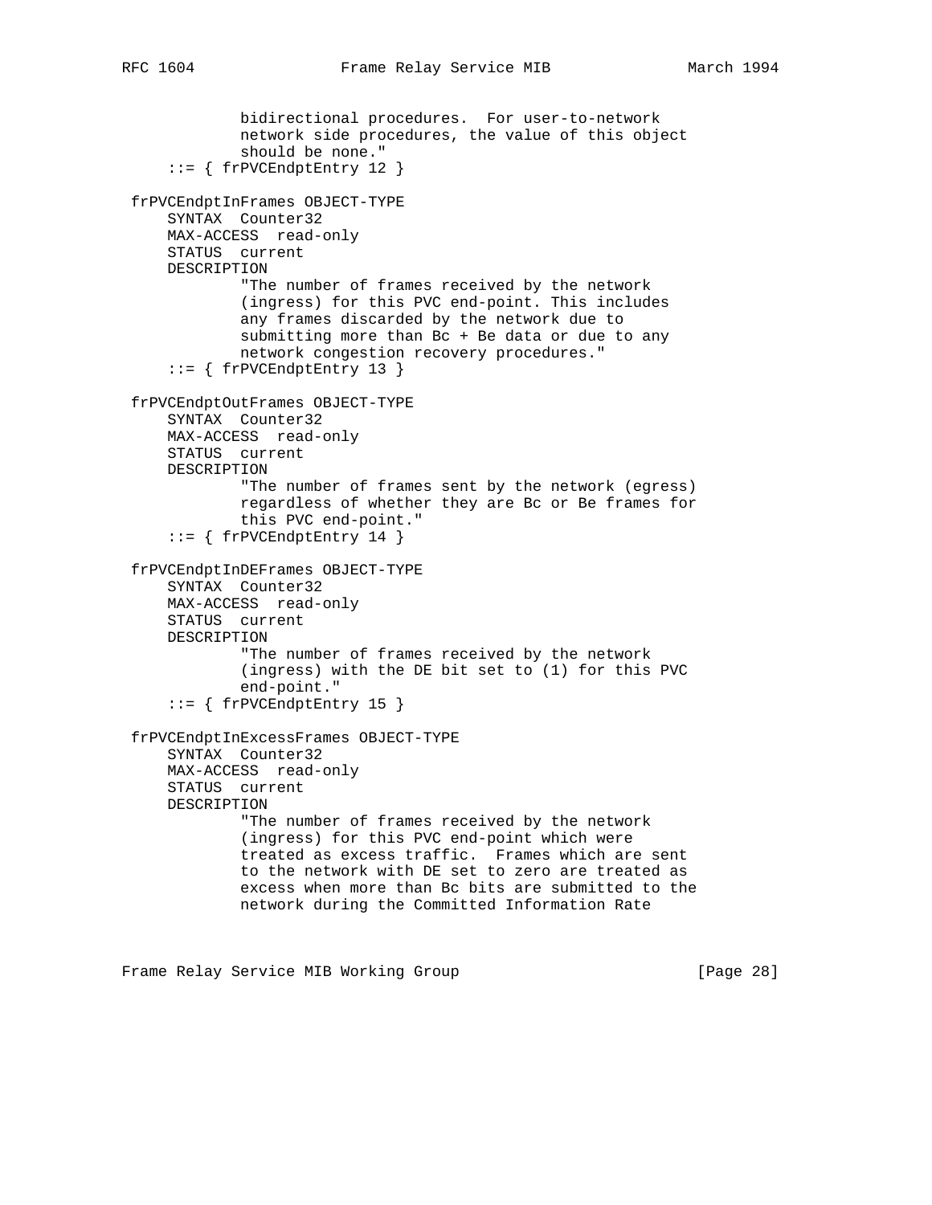```
             bidirectional procedures.  For user-to-network
             network side procedures, the value of this object
             should be none."
     ::= { frPVCEndptEntry 12 }

 frPVCEndptInFrames OBJECT-TYPE
     SYNTAX  Counter32
     MAX-ACCESS  read-only
     STATUS  current
     DESCRIPTION
             "The number of frames received by the network
             (ingress) for this PVC end-point. This includes
             any frames discarded by the network due to
             submitting more than Bc + Be data or due to any
             network congestion recovery procedures."
     ::= { frPVCEndptEntry 13 }

 frPVCEndptOutFrames OBJECT-TYPE
     SYNTAX  Counter32
     MAX-ACCESS  read-only
     STATUS  current
     DESCRIPTION
             "The number of frames sent by the network (egress)
             regardless of whether they are Bc or Be frames for
             this PVC end-point."
     ::= { frPVCEndptEntry 14 }

 frPVCEndptInDEFrames OBJECT-TYPE
     SYNTAX  Counter32
     MAX-ACCESS  read-only
     STATUS  current
     DESCRIPTION
             "The number of frames received by the network
             (ingress) with the DE bit set to (1) for this PVC
             end-point."
     ::= { frPVCEndptEntry 15 }

 frPVCEndptInExcessFrames OBJECT-TYPE
     SYNTAX  Counter32
     MAX-ACCESS  read-only
     STATUS  current
     DESCRIPTION
             "The number of frames received by the network
             (ingress) for this PVC end-point which were
             treated as excess traffic.  Frames which are sent
             to the network with DE set to zero are treated as
             excess when more than Bc bits are submitted to the
             network during the Committed Information Rate
```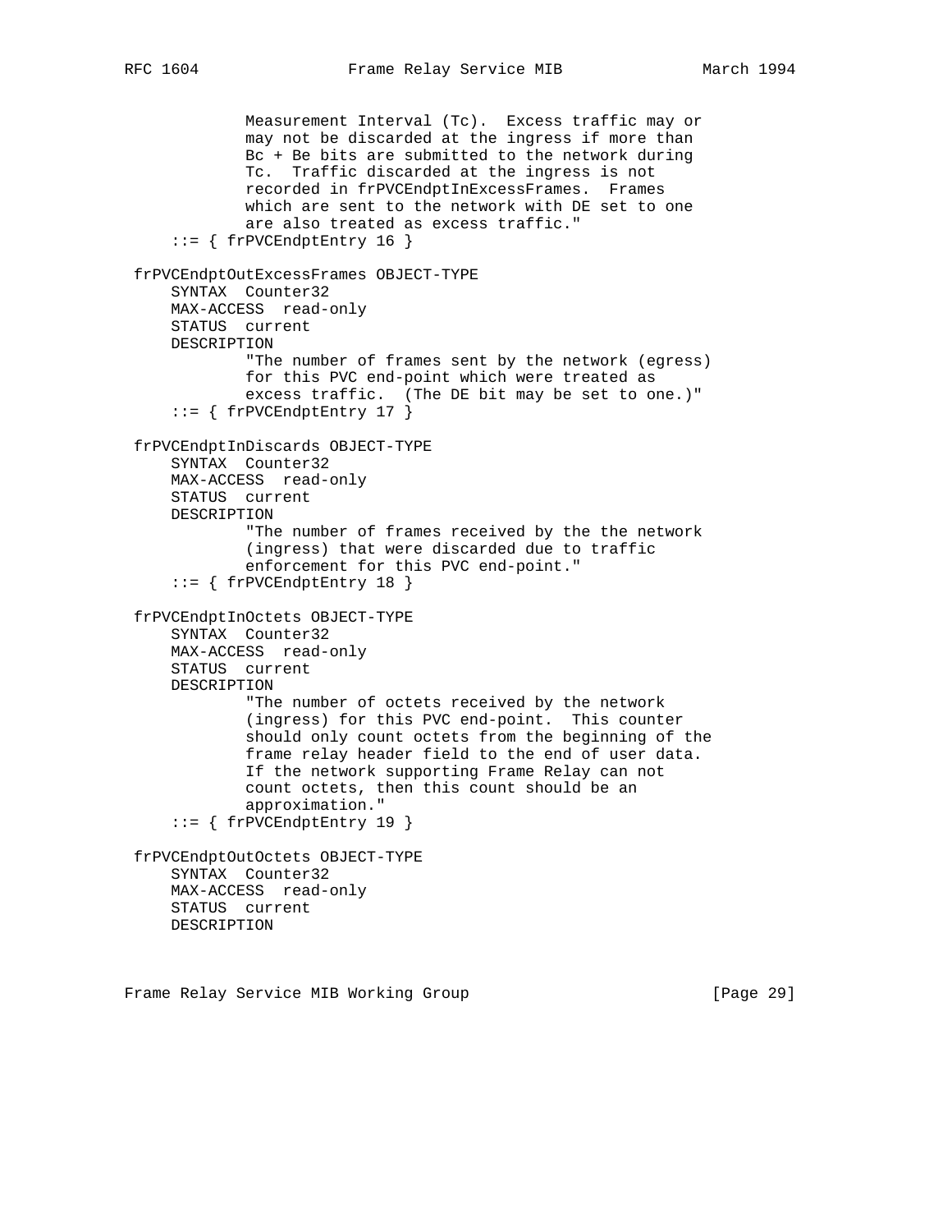```
             Measurement Interval (Tc).  Excess traffic may or
             may not be discarded at the ingress if more than
             Bc + Be bits are submitted to the network during
             Tc.  Traffic discarded at the ingress is not
             recorded in frPVCEndptInExcessFrames.  Frames
             which are sent to the network with DE set to one
             are also treated as excess traffic."
     ::= { frPVCEndptEntry 16 }

 frPVCEndptOutExcessFrames OBJECT-TYPE
     SYNTAX  Counter32
     MAX-ACCESS  read-only
     STATUS  current
     DESCRIPTION
             "The number of frames sent by the network (egress)
             for this PVC end-point which were treated as
             excess traffic.  (The DE bit may be set to one.)"
     ::= { frPVCEndptEntry 17 }

 frPVCEndptInDiscards OBJECT-TYPE
     SYNTAX  Counter32
     MAX-ACCESS  read-only
     STATUS  current
     DESCRIPTION
             "The number of frames received by the the network
             (ingress) that were discarded due to traffic
             enforcement for this PVC end-point."
     ::= { frPVCEndptEntry 18 }

 frPVCEndptInOctets OBJECT-TYPE
     SYNTAX  Counter32
     MAX-ACCESS  read-only
     STATUS  current
     DESCRIPTION
             "The number of octets received by the network
             (ingress) for this PVC end-point.  This counter
             should only count octets from the beginning of the
             frame relay header field to the end of user data.
             If the network supporting Frame Relay can not
             count octets, then this count should be an
             approximation."
     ::= { frPVCEndptEntry 19 }

 frPVCEndptOutOctets OBJECT-TYPE
     SYNTAX  Counter32
     MAX-ACCESS  read-only
     STATUS  current
     DESCRIPTION
```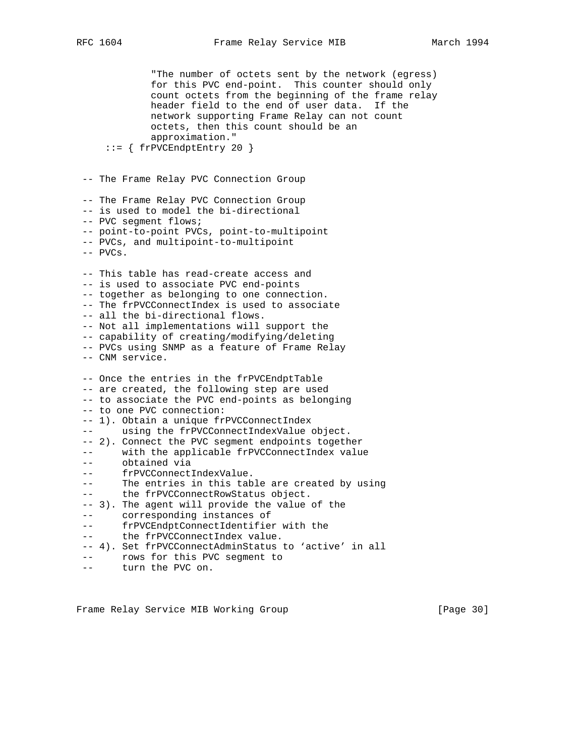```
            "The number of octets sent by the network (egress)
            for this PVC end-point.  This counter should only
            count octets from the beginning of the frame relay
            header field to the end of user data.  If the
            network supporting Frame Relay can not count
            octets, then this count should be an
            approximation."
    ::= { frPVCEndptEntry 20 }


-- The Frame Relay PVC Connection Group

-- The Frame Relay PVC Connection Group
-- is used to model the bi-directional
-- PVC segment flows;
-- point-to-point PVCs, point-to-multipoint
-- PVCs, and multipoint-to-multipoint
-- PVCs.

-- This table has read-create access and
-- is used to associate PVC end-points
-- together as belonging to one connection.
-- The frPVCConnectIndex is used to associate
-- all the bi-directional flows.
-- Not all implementations will support the
-- capability of creating/modifying/deleting
-- PVCs using SNMP as a feature of Frame Relay
-- CNM service.

-- Once the entries in the frPVCEndptTable
-- are created, the following step are used
-- to associate the PVC end-points as belonging
-- to one PVC connection:
-- 1). Obtain a unique frPVCConnectIndex
--     using the frPVCConnectIndexValue object.
-- 2). Connect the PVC segment endpoints together
--     with the applicable frPVCConnectIndex value
--     obtained via
--     frPVCConnectIndexValue.
--     The entries in this table are created by using
--     the frPVCConnectRowStatus object.
-- 3). The agent will provide the value of the
--     corresponding instances of
--     frPVCEndptConnectIdentifier with the
--     the frPVCConnectIndex value.
-- 4). Set frPVCConnectAdminStatus to 'active' in all
--     rows for this PVC segment to
--     turn the PVC on.
```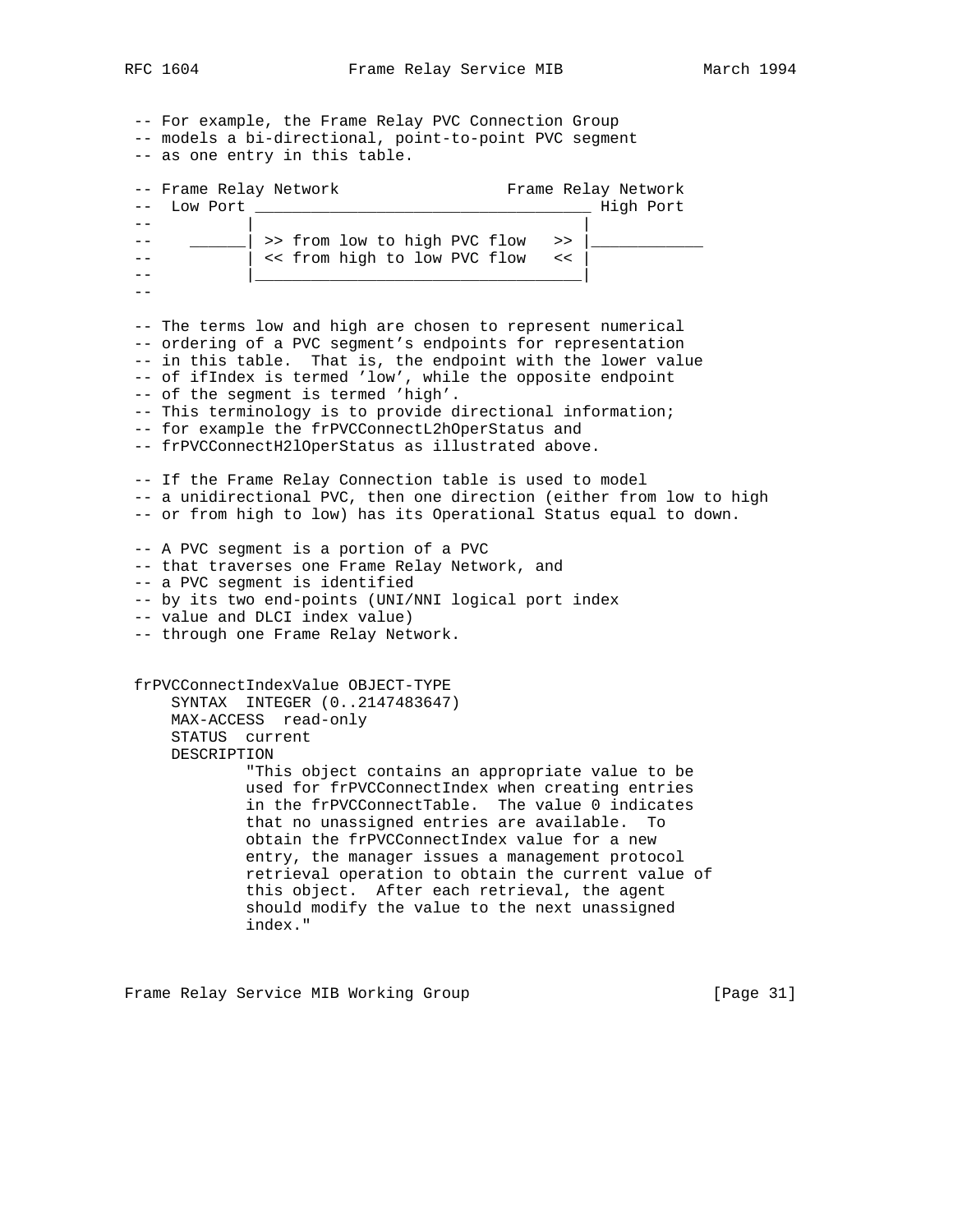```
 -- For example, the Frame Relay PVC Connection Group
 -- models a bi-directional, point-to-point PVC segment
 -- as one entry in this table.

 -- Frame Relay Network                  Frame Relay Network
 --  Low Port ____________________________________ High Port
 --          |                                    |
 --    ______| >> from low to high PVC flow   >> |____________
 --          | << from high to low PVC flow   << |
 --          |____________________________________|
 --

 -- The terms low and high are chosen to represent numerical
 -- ordering of a PVC segment's endpoints for representation
 -- in this table.  That is, the endpoint with the lower value
 -- of ifIndex is termed 'low', while the opposite endpoint
 -- of the segment is termed 'high'.
 -- This terminology is to provide directional information;
 -- for example the frPVCConnectL2hOperStatus and
 -- frPVCConnectH2lOperStatus as illustrated above.

 -- If the Frame Relay Connection table is used to model
 -- a unidirectional PVC, then one direction (either from low to high
 -- or from high to low) has its Operational Status equal to down.

 -- A PVC segment is a portion of a PVC
 -- that traverses one Frame Relay Network, and
 -- a PVC segment is identified
 -- by its two end-points (UNI/NNI logical port index
 -- value and DLCI index value)
 -- through one Frame Relay Network.


 frPVCConnectIndexValue OBJECT-TYPE
     SYNTAX  INTEGER (0..2147483647)
     MAX-ACCESS  read-only
     STATUS  current
     DESCRIPTION
             "This object contains an appropriate value to be
             used for frPVCConnectIndex when creating entries
             in the frPVCConnectTable.  The value 0 indicates
             that no unassigned entries are available.  To
             obtain the frPVCConnectIndex value for a new
             entry, the manager issues a management protocol
             retrieval operation to obtain the current value of
             this object.  After each retrieval, the agent
             should modify the value to the next unassigned
             index."
```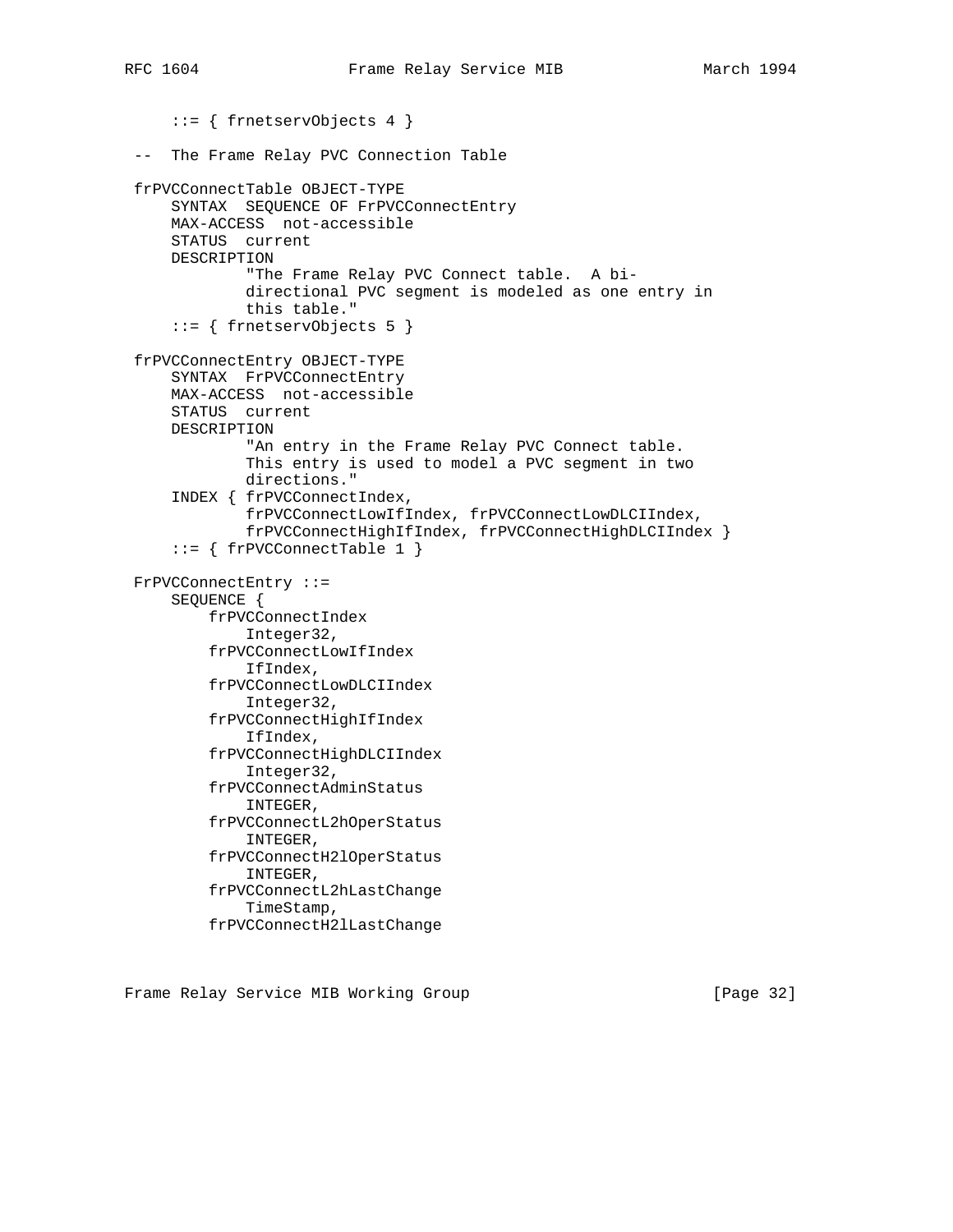```
     ::= { frnetservObjects 4 }

 --  The Frame Relay PVC Connection Table

 frPVCConnectTable OBJECT-TYPE
     SYNTAX  SEQUENCE OF FrPVCConnectEntry
     MAX-ACCESS  not-accessible
     STATUS  current
     DESCRIPTION
             "The Frame Relay PVC Connect table.  A bi-
             directional PVC segment is modeled as one entry in
             this table."
     ::= { frnetservObjects 5 }

 frPVCConnectEntry OBJECT-TYPE
     SYNTAX  FrPVCConnectEntry
     MAX-ACCESS  not-accessible
     STATUS  current
     DESCRIPTION
             "An entry in the Frame Relay PVC Connect table.
             This entry is used to model a PVC segment in two
             directions."
     INDEX { frPVCConnectIndex,
             frPVCConnectLowIfIndex, frPVCConnectLowDLCIIndex,
             frPVCConnectHighIfIndex, frPVCConnectHighDLCIIndex }
     ::= { frPVCConnectTable 1 }

 FrPVCConnectEntry ::=
     SEQUENCE {
         frPVCConnectIndex
             Integer32,
         frPVCConnectLowIfIndex
             IfIndex,
         frPVCConnectLowDLCIIndex
             Integer32,
         frPVCConnectHighIfIndex
             IfIndex,
         frPVCConnectHighDLCIIndex
             Integer32,
         frPVCConnectAdminStatus
             INTEGER,
         frPVCConnectL2hOperStatus
             INTEGER,
         frPVCConnectH2lOperStatus
             INTEGER,
         frPVCConnectL2hLastChange
             TimeStamp,
         frPVCConnectH2lLastChange
```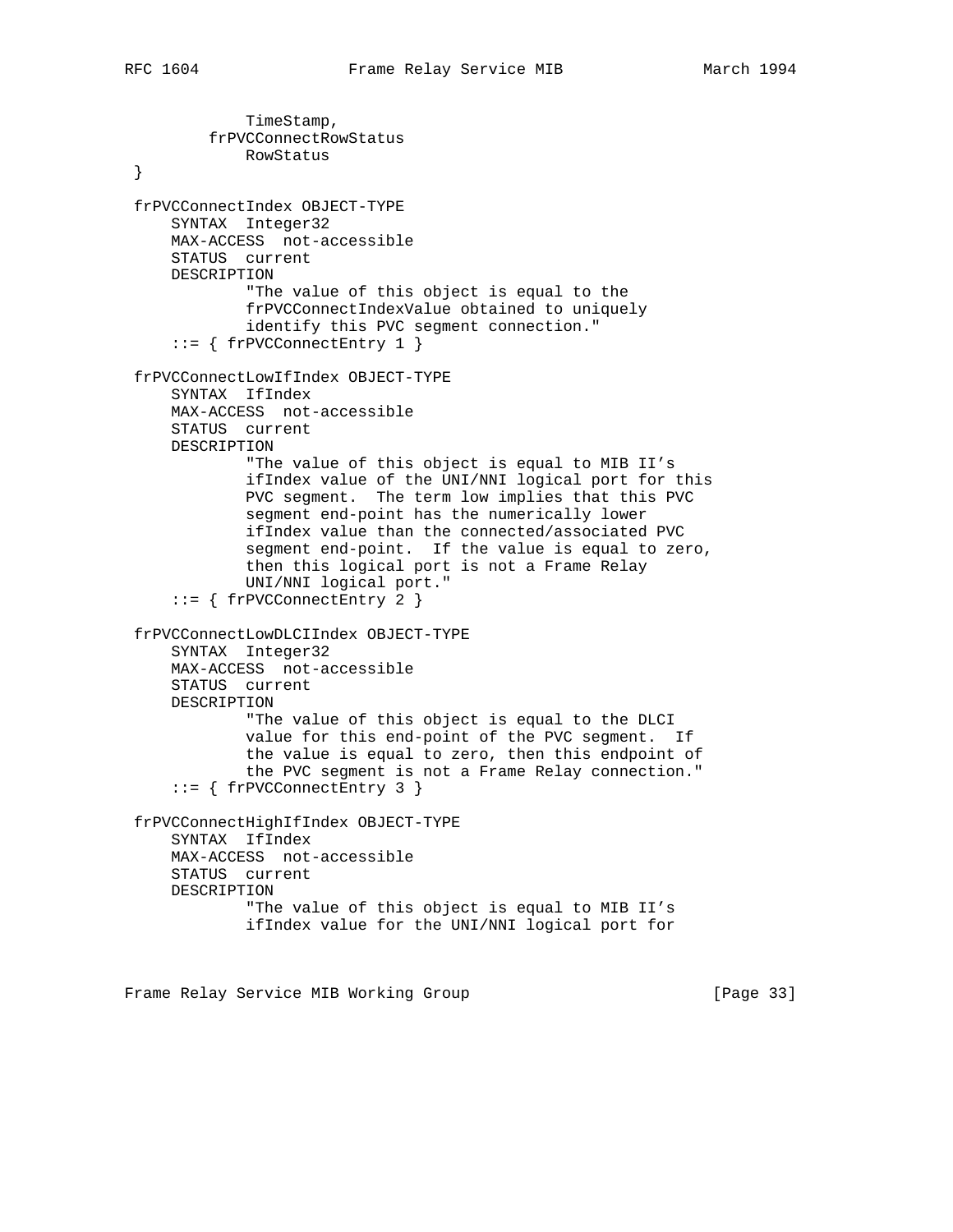```
            TimeStamp,
        frPVCConnectRowStatus
            RowStatus
}

frPVCConnectIndex OBJECT-TYPE
    SYNTAX  Integer32
    MAX-ACCESS  not-accessible
    STATUS  current
    DESCRIPTION
            "The value of this object is equal to the
            frPVCConnectIndexValue obtained to uniquely
            identify this PVC segment connection."
    ::= { frPVCConnectEntry 1 }

frPVCConnectLowIfIndex OBJECT-TYPE
    SYNTAX  IfIndex
    MAX-ACCESS  not-accessible
    STATUS  current
    DESCRIPTION
            "The value of this object is equal to MIB II's
            ifIndex value of the UNI/NNI logical port for this
            PVC segment.  The term low implies that this PVC
            segment end-point has the numerically lower
            ifIndex value than the connected/associated PVC
            segment end-point.  If the value is equal to zero,
            then this logical port is not a Frame Relay
            UNI/NNI logical port."
    ::= { frPVCConnectEntry 2 }

frPVCConnectLowDLCIIndex OBJECT-TYPE
    SYNTAX  Integer32
    MAX-ACCESS  not-accessible
    STATUS  current
    DESCRIPTION
            "The value of this object is equal to the DLCI
            value for this end-point of the PVC segment.  If
            the value is equal to zero, then this endpoint of
            the PVC segment is not a Frame Relay connection."
    ::= { frPVCConnectEntry 3 }

frPVCConnectHighIfIndex OBJECT-TYPE
    SYNTAX  IfIndex
    MAX-ACCESS  not-accessible
    STATUS  current
    DESCRIPTION
            "The value of this object is equal to MIB II's
            ifIndex value for the UNI/NNI logical port for
```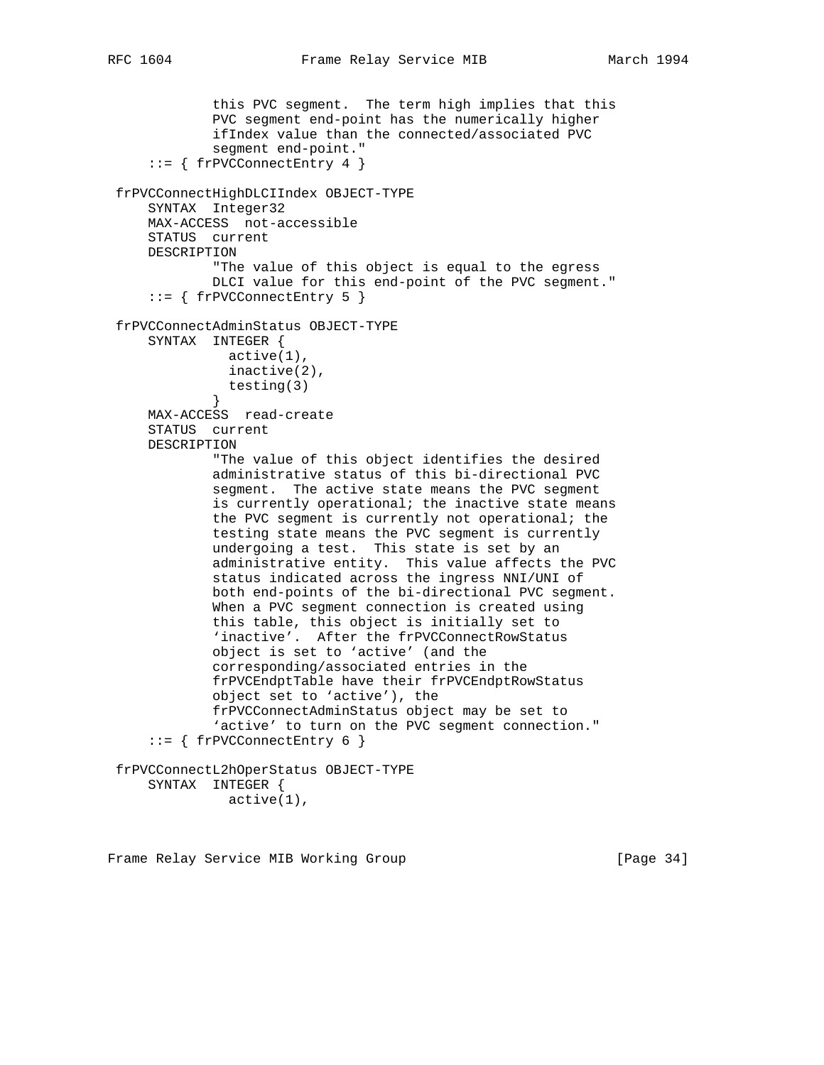```
             this PVC segment.  The term high implies that this
             PVC segment end-point has the numerically higher
             ifIndex value than the connected/associated PVC
             segment end-point."
     ::= { frPVCConnectEntry 4 }

 frPVCConnectHighDLCIIndex OBJECT-TYPE
     SYNTAX  Integer32
     MAX-ACCESS  not-accessible
     STATUS  current
     DESCRIPTION
             "The value of this object is equal to the egress
             DLCI value for this end-point of the PVC segment."
     ::= { frPVCConnectEntry 5 }

 frPVCConnectAdminStatus OBJECT-TYPE
     SYNTAX  INTEGER {
               active(1),
               inactive(2),
               testing(3)
             }
     MAX-ACCESS  read-create
     STATUS  current
     DESCRIPTION
             "The value of this object identifies the desired
             administrative status of this bi-directional PVC
             segment.  The active state means the PVC segment
             is currently operational; the inactive state means
             the PVC segment is currently not operational; the
             testing state means the PVC segment is currently
             undergoing a test.  This state is set by an
             administrative entity.  This value affects the PVC
             status indicated across the ingress NNI/UNI of
             both end-points of the bi-directional PVC segment.
             When a PVC segment connection is created using
             this table, this object is initially set to
             'inactive'.  After the frPVCConnectRowStatus
             object is set to 'active' (and the
             corresponding/associated entries in the
             frPVCEndptTable have their frPVCEndptRowStatus
             object set to 'active'), the
             frPVCConnectAdminStatus object may be set to
             'active' to turn on the PVC segment connection."
     ::= { frPVCConnectEntry 6 }

 frPVCConnectL2hOperStatus OBJECT-TYPE
     SYNTAX  INTEGER {
               active(1),
```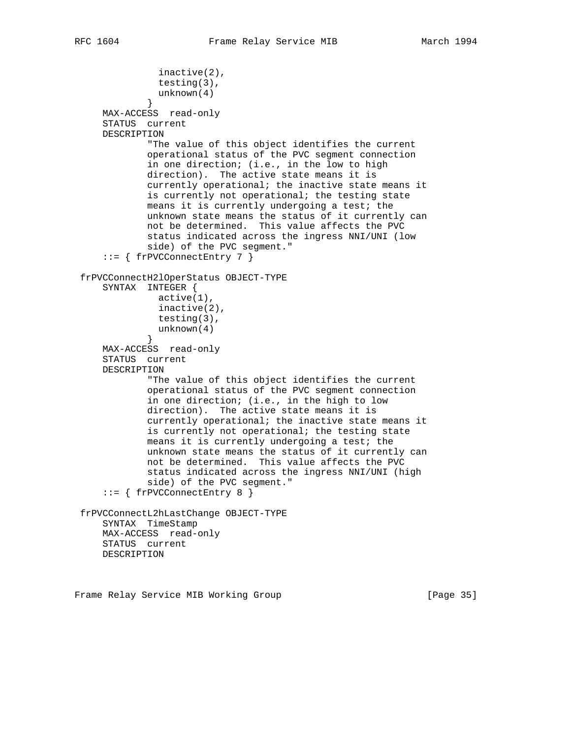```
               inactive(2),
               testing(3),
               unknown(4)
             }
     MAX-ACCESS  read-only
     STATUS  current
     DESCRIPTION
             "The value of this object identifies the current
             operational status of the PVC segment connection
             in one direction; (i.e., in the low to high
             direction).  The active state means it is
             currently operational; the inactive state means it
             is currently not operational; the testing state
             means it is currently undergoing a test; the
             unknown state means the status of it currently can
             not be determined.  This value affects the PVC
             status indicated across the ingress NNI/UNI (low
             side) of the PVC segment."
     ::= { frPVCConnectEntry 7 }

 frPVCConnectH2lOperStatus OBJECT-TYPE
     SYNTAX  INTEGER {
               active(1),
               inactive(2),
               testing(3),
               unknown(4)
             }
     MAX-ACCESS  read-only
     STATUS  current
     DESCRIPTION
             "The value of this object identifies the current
             operational status of the PVC segment connection
             in one direction; (i.e., in the high to low
             direction).  The active state means it is
             currently operational; the inactive state means it
             is currently not operational; the testing state
             means it is currently undergoing a test; the
             unknown state means the status of it currently can
             not be determined.  This value affects the PVC
             status indicated across the ingress NNI/UNI (high
             side) of the PVC segment."
     ::= { frPVCConnectEntry 8 }

 frPVCConnectL2hLastChange OBJECT-TYPE
     SYNTAX  TimeStamp
     MAX-ACCESS  read-only
     STATUS  current
     DESCRIPTION
```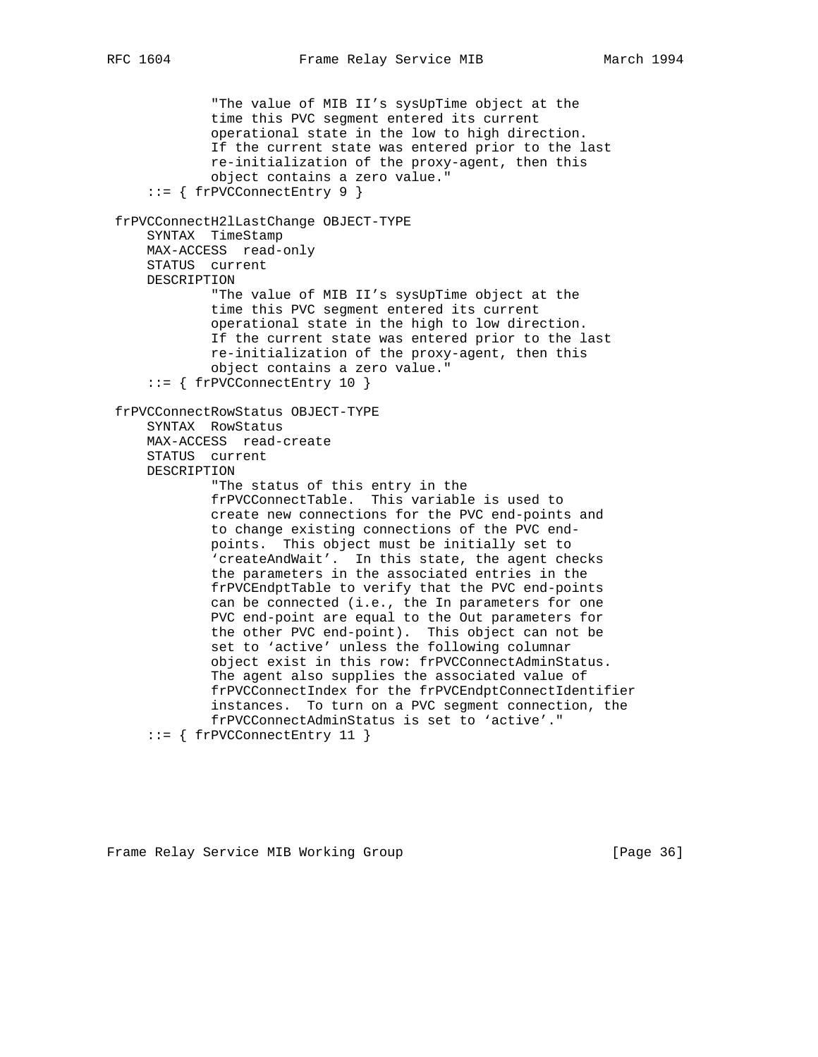```
             "The value of MIB II's sysUpTime object at the
             time this PVC segment entered its current
             operational state in the low to high direction.
             If the current state was entered prior to the last
             re-initialization of the proxy-agent, then this
             object contains a zero value."
     ::= { frPVCConnectEntry 9 }

 frPVCConnectH2lLastChange OBJECT-TYPE
     SYNTAX  TimeStamp
     MAX-ACCESS  read-only
     STATUS  current
     DESCRIPTION
             "The value of MIB II's sysUpTime object at the
             time this PVC segment entered its current
             operational state in the high to low direction.
             If the current state was entered prior to the last
             re-initialization of the proxy-agent, then this
             object contains a zero value."
     ::= { frPVCConnectEntry 10 }

 frPVCConnectRowStatus OBJECT-TYPE
     SYNTAX  RowStatus
     MAX-ACCESS  read-create
     STATUS  current
     DESCRIPTION
             "The status of this entry in the
             frPVCConnectTable.  This variable is used to
             create new connections for the PVC end-points and
             to change existing connections of the PVC end-
             points.  This object must be initially set to
             'createAndWait'.  In this state, the agent checks
             the parameters in the associated entries in the
             frPVCEndptTable to verify that the PVC end-points
             can be connected (i.e., the In parameters for one
             PVC end-point are equal to the Out parameters for
             the other PVC end-point).  This object can not be
             set to 'active' unless the following columnar
             object exist in this row: frPVCConnectAdminStatus.
             The agent also supplies the associated value of
             frPVCConnectIndex for the frPVCEndptConnectIdentifier
             instances.  To turn on a PVC segment connection, the
             frPVCConnectAdminStatus is set to 'active'."
     ::= { frPVCConnectEntry 11 }
```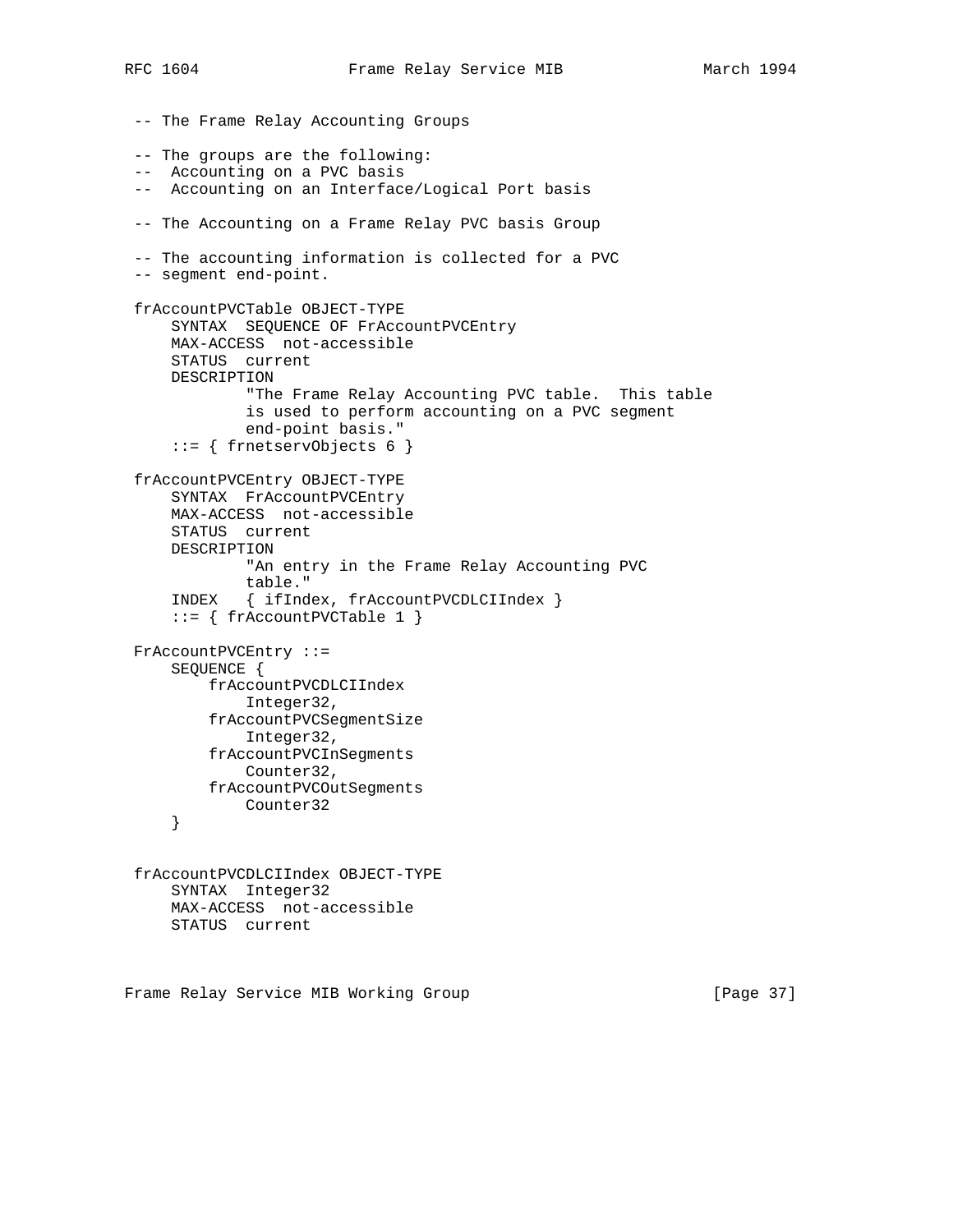```
-- The Frame Relay Accounting Groups

-- The groups are the following:
--  Accounting on a PVC basis
--  Accounting on an Interface/Logical Port basis

-- The Accounting on a Frame Relay PVC basis Group

-- The accounting information is collected for a PVC
-- segment end-point.

frAccountPVCTable OBJECT-TYPE
    SYNTAX  SEQUENCE OF FrAccountPVCEntry
    MAX-ACCESS  not-accessible
    STATUS  current
    DESCRIPTION
            "The Frame Relay Accounting PVC table.  This table
            is used to perform accounting on a PVC segment
            end-point basis."
    ::= { frnetservObjects 6 }

frAccountPVCEntry OBJECT-TYPE
    SYNTAX  FrAccountPVCEntry
    MAX-ACCESS  not-accessible
    STATUS  current
    DESCRIPTION
            "An entry in the Frame Relay Accounting PVC
            table."
    INDEX   { ifIndex, frAccountPVCDLCIIndex }
    ::= { frAccountPVCTable 1 }

FrAccountPVCEntry ::=
    SEQUENCE {
        frAccountPVCDLCIIndex
            Integer32,
        frAccountPVCSegmentSize
            Integer32,
        frAccountPVCInSegments
            Counter32,
        frAccountPVCOutSegments
            Counter32
    }


frAccountPVCDLCIIndex OBJECT-TYPE
    SYNTAX  Integer32
    MAX-ACCESS  not-accessible
    STATUS  current
```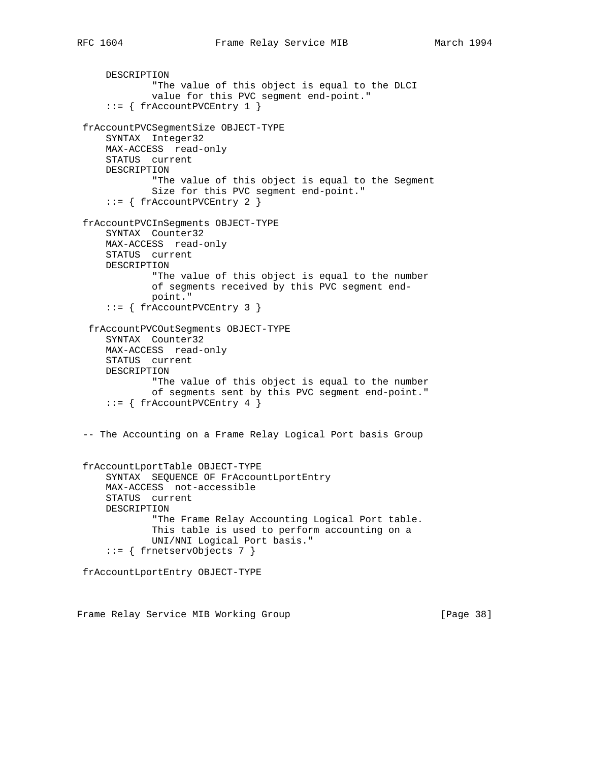```
     DESCRIPTION
             "The value of this object is equal to the DLCI
             value for this PVC segment end-point."
     ::= { frAccountPVCEntry 1 }

 frAccountPVCSegmentSize OBJECT-TYPE
     SYNTAX  Integer32
     MAX-ACCESS  read-only
     STATUS  current
     DESCRIPTION
             "The value of this object is equal to the Segment
             Size for this PVC segment end-point."
     ::= { frAccountPVCEntry 2 }

 frAccountPVCInSegments OBJECT-TYPE
     SYNTAX  Counter32
     MAX-ACCESS  read-only
     STATUS  current
     DESCRIPTION
             "The value of this object is equal to the number
             of segments received by this PVC segment end-
             point."
     ::= { frAccountPVCEntry 3 }

  frAccountPVCOutSegments OBJECT-TYPE
     SYNTAX  Counter32
     MAX-ACCESS  read-only
     STATUS  current
     DESCRIPTION
             "The value of this object is equal to the number
             of segments sent by this PVC segment end-point."
     ::= { frAccountPVCEntry 4 }


 -- The Accounting on a Frame Relay Logical Port basis Group


 frAccountLportTable OBJECT-TYPE
     SYNTAX  SEQUENCE OF FrAccountLportEntry
     MAX-ACCESS  not-accessible
     STATUS  current
     DESCRIPTION
             "The Frame Relay Accounting Logical Port table.
             This table is used to perform accounting on a
             UNI/NNI Logical Port basis."
     ::= { frnetservObjects 7 }

 frAccountLportEntry OBJECT-TYPE
```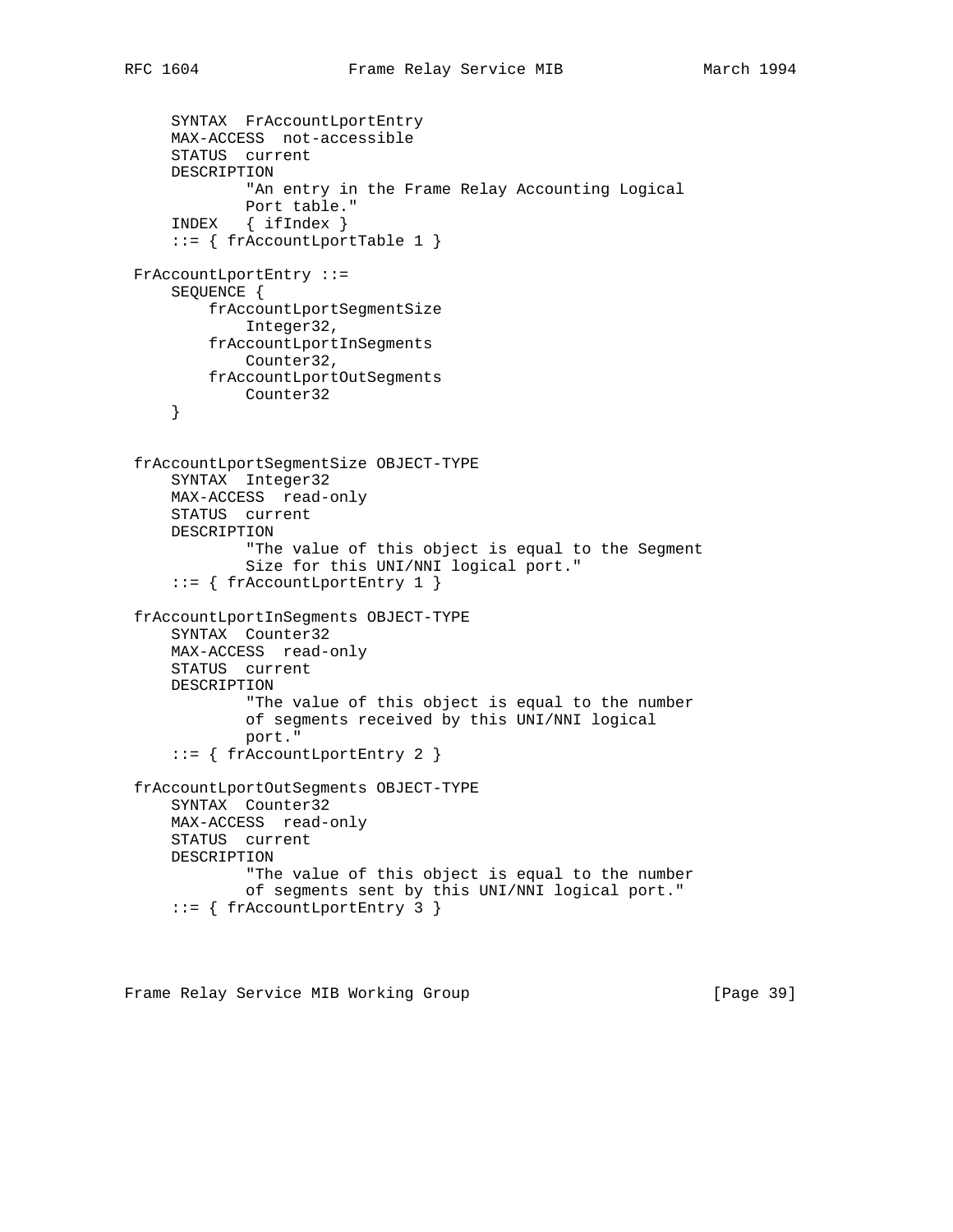```
     SYNTAX  FrAccountLportEntry
     MAX-ACCESS  not-accessible
     STATUS  current
     DESCRIPTION
             "An entry in the Frame Relay Accounting Logical
             Port table."
     INDEX   { ifIndex }
     ::= { frAccountLportTable 1 }

 FrAccountLportEntry ::=
     SEQUENCE {
         frAccountLportSegmentSize
             Integer32,
         frAccountLportInSegments
             Counter32,
         frAccountLportOutSegments
             Counter32
     }


 frAccountLportSegmentSize OBJECT-TYPE
     SYNTAX  Integer32
     MAX-ACCESS  read-only
     STATUS  current
     DESCRIPTION
             "The value of this object is equal to the Segment
             Size for this UNI/NNI logical port."
     ::= { frAccountLportEntry 1 }

 frAccountLportInSegments OBJECT-TYPE
     SYNTAX  Counter32
     MAX-ACCESS  read-only
     STATUS  current
     DESCRIPTION
             "The value of this object is equal to the number
             of segments received by this UNI/NNI logical
             port."
     ::= { frAccountLportEntry 2 }

 frAccountLportOutSegments OBJECT-TYPE
     SYNTAX  Counter32
     MAX-ACCESS  read-only
     STATUS  current
     DESCRIPTION
             "The value of this object is equal to the number
             of segments sent by this UNI/NNI logical port."
     ::= { frAccountLportEntry 3 }
```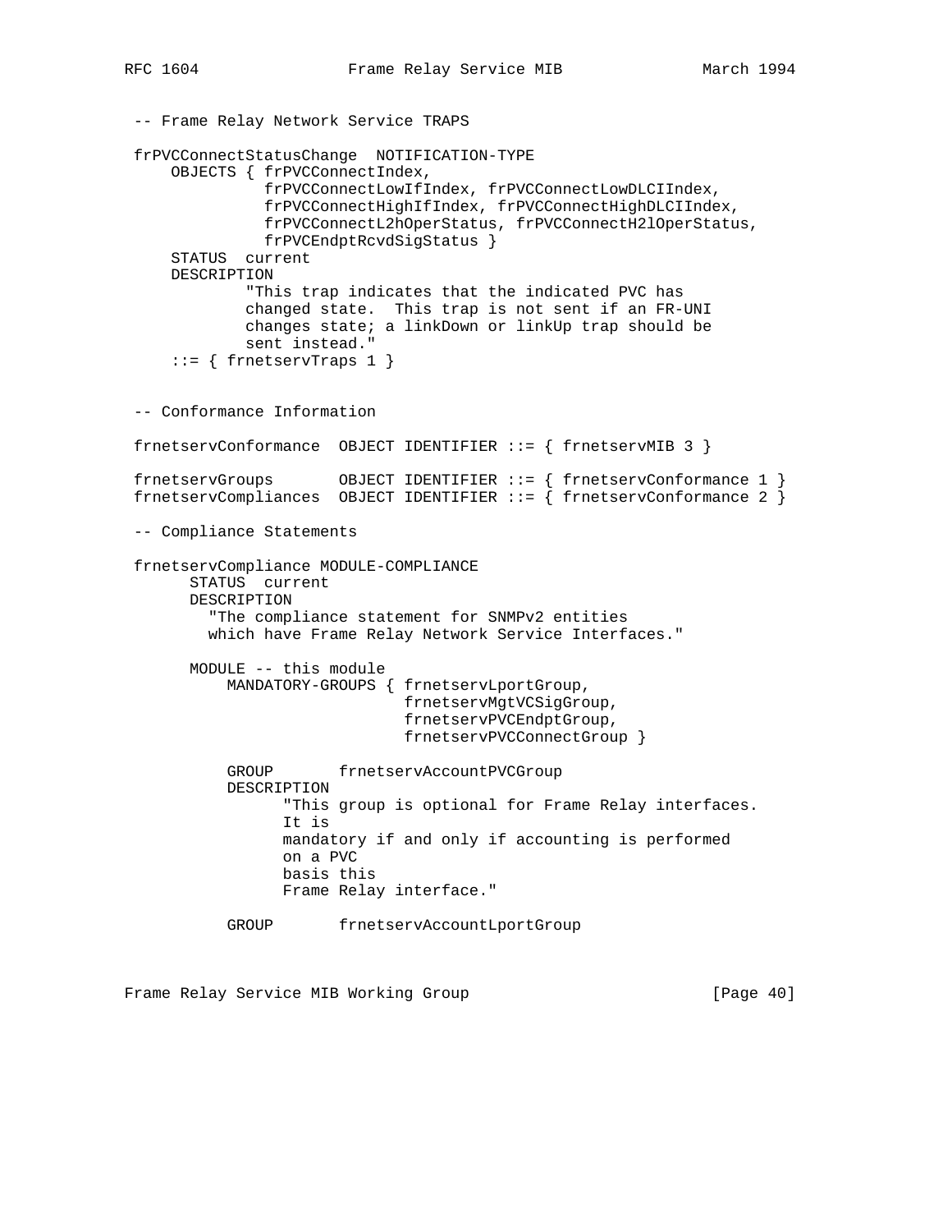```
 -- Frame Relay Network Service TRAPS

 frPVCConnectStatusChange  NOTIFICATION-TYPE
     OBJECTS { frPVCConnectIndex,
               frPVCConnectLowIfIndex, frPVCConnectLowDLCIIndex,
               frPVCConnectHighIfIndex, frPVCConnectHighDLCIIndex,
               frPVCConnectL2hOperStatus, frPVCConnectH2lOperStatus,
               frPVCEndptRcvdSigStatus }
     STATUS  current
     DESCRIPTION
             "This trap indicates that the indicated PVC has
             changed state.  This trap is not sent if an FR-UNI
             changes state; a linkDown or linkUp trap should be
             sent instead."
     ::= { frnetservTraps 1 }


 -- Conformance Information

 frnetservConformance  OBJECT IDENTIFIER ::= { frnetservMIB 3 }

 frnetservGroups       OBJECT IDENTIFIER ::= { frnetservConformance 1 }
 frnetservCompliances  OBJECT IDENTIFIER ::= { frnetservConformance 2 }

 -- Compliance Statements

 frnetservCompliance MODULE-COMPLIANCE
       STATUS  current
       DESCRIPTION
         "The compliance statement for SNMPv2 entities
         which have Frame Relay Network Service Interfaces."

       MODULE -- this module
           MANDATORY-GROUPS { frnetservLportGroup,
                              frnetservMgtVCSigGroup,
                              frnetservPVCEndptGroup,
                              frnetservPVCConnectGroup }

           GROUP       frnetservAccountPVCGroup
           DESCRIPTION
                 "This group is optional for Frame Relay interfaces.
                 It is
                 mandatory if and only if accounting is performed
                 on a PVC
                 basis this
                 Frame Relay interface."

           GROUP       frnetservAccountLportGroup
```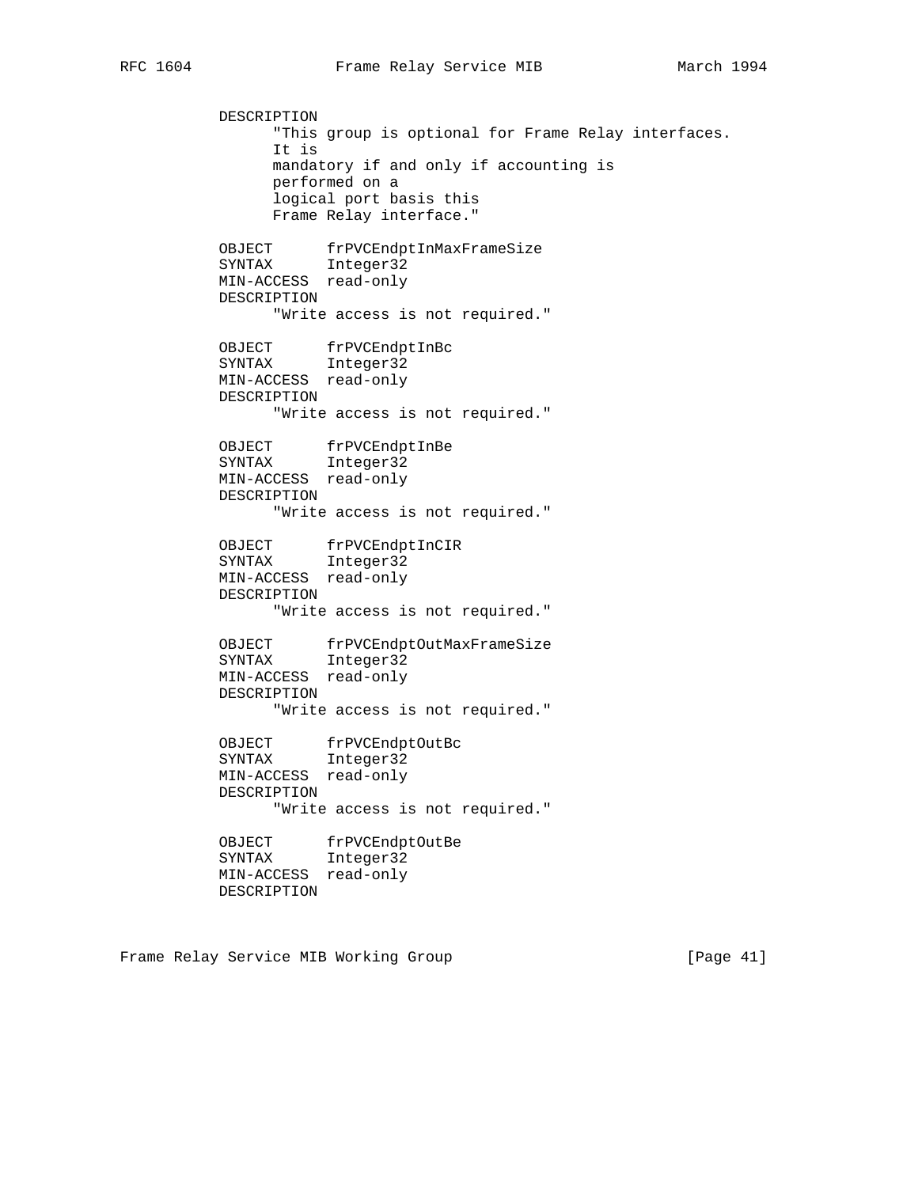```
          DESCRIPTION
                "This group is optional for Frame Relay interfaces.
                It is
                mandatory if and only if accounting is
                performed on a
                logical port basis this
                Frame Relay interface."

          OBJECT      frPVCEndptInMaxFrameSize
          SYNTAX      Integer32
          MIN-ACCESS  read-only
          DESCRIPTION
                "Write access is not required."

          OBJECT      frPVCEndptInBc
          SYNTAX      Integer32
          MIN-ACCESS  read-only
          DESCRIPTION
                "Write access is not required."

          OBJECT      frPVCEndptInBe
          SYNTAX      Integer32
          MIN-ACCESS  read-only
          DESCRIPTION
                "Write access is not required."

          OBJECT      frPVCEndptInCIR
          SYNTAX      Integer32
          MIN-ACCESS  read-only
          DESCRIPTION
                "Write access is not required."

          OBJECT      frPVCEndptOutMaxFrameSize
          SYNTAX      Integer32
          MIN-ACCESS  read-only
          DESCRIPTION
                "Write access is not required."

          OBJECT      frPVCEndptOutBc
          SYNTAX      Integer32
          MIN-ACCESS  read-only
          DESCRIPTION
                "Write access is not required."

          OBJECT      frPVCEndptOutBe
          SYNTAX      Integer32
          MIN-ACCESS  read-only
          DESCRIPTION
```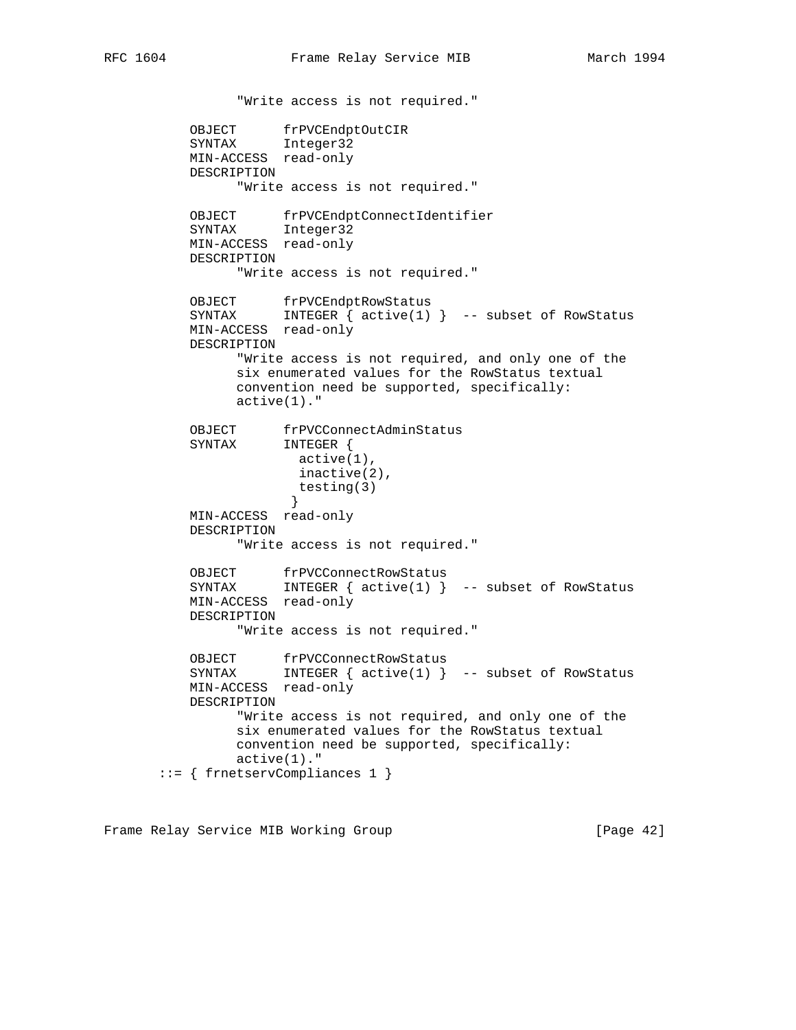```
                "Write access is not required."

          OBJECT      frPVCEndptOutCIR
          SYNTAX      Integer32
          MIN-ACCESS  read-only
          DESCRIPTION
                "Write access is not required."

          OBJECT      frPVCEndptConnectIdentifier
          SYNTAX      Integer32
          MIN-ACCESS  read-only
          DESCRIPTION
                "Write access is not required."

          OBJECT      frPVCEndptRowStatus
          SYNTAX      INTEGER { active(1) }  -- subset of RowStatus
          MIN-ACCESS  read-only
          DESCRIPTION
                "Write access is not required, and only one of the
                six enumerated values for the RowStatus textual
                convention need be supported, specifically:
                active(1)."

          OBJECT      frPVCConnectAdminStatus
          SYNTAX      INTEGER {
                        active(1),
                        inactive(2),
                        testing(3)
                       }
          MIN-ACCESS  read-only
          DESCRIPTION
                "Write access is not required."

          OBJECT      frPVCConnectRowStatus
          SYNTAX      INTEGER { active(1) }  -- subset of RowStatus
          MIN-ACCESS  read-only
          DESCRIPTION
                "Write access is not required."

          OBJECT      frPVCConnectRowStatus
          SYNTAX      INTEGER { active(1) }  -- subset of RowStatus
          MIN-ACCESS  read-only
          DESCRIPTION
                "Write access is not required, and only one of the
                six enumerated values for the RowStatus textual
                convention need be supported, specifically:
                active(1)."
      ::= { frnetservCompliances 1 }
```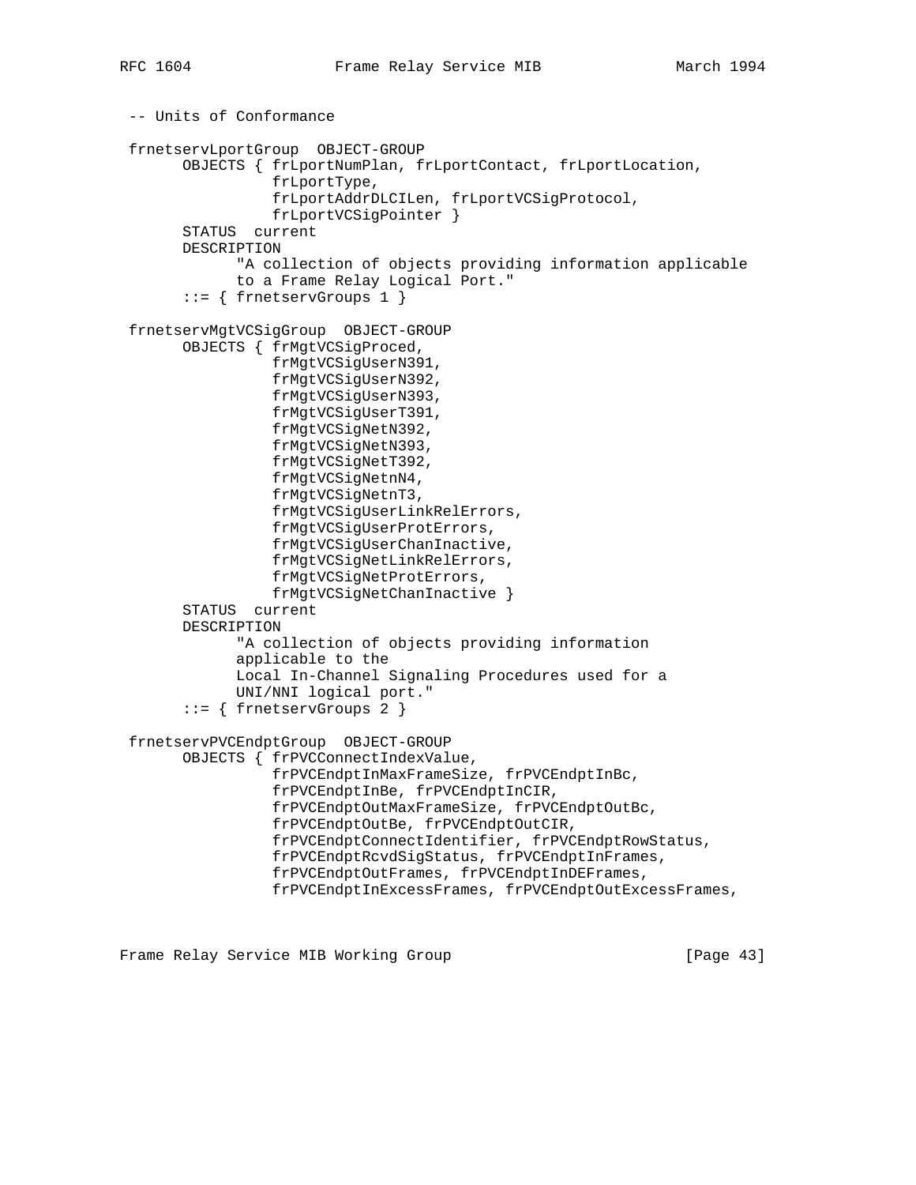```
-- Units of Conformance

frnetservLportGroup  OBJECT-GROUP
      OBJECTS { frLportNumPlan, frLportContact, frLportLocation,
                frLportType,
                frLportAddrDLCILen, frLportVCSigProtocol,
                frLportVCSigPointer }
      STATUS  current
      DESCRIPTION
            "A collection of objects providing information applicable
            to a Frame Relay Logical Port."
      ::= { frnetservGroups 1 }

frnetservMgtVCSigGroup  OBJECT-GROUP
      OBJECTS { frMgtVCSigProced,
                frMgtVCSigUserN391,
                frMgtVCSigUserN392,
                frMgtVCSigUserN393,
                frMgtVCSigUserT391,
                frMgtVCSigNetN392,
                frMgtVCSigNetN393,
                frMgtVCSigNetT392,
                frMgtVCSigNetnN4,
                frMgtVCSigNetnT3,
                frMgtVCSigUserLinkRelErrors,
                frMgtVCSigUserProtErrors,
                frMgtVCSigUserChanInactive,
                frMgtVCSigNetLinkRelErrors,
                frMgtVCSigNetProtErrors,
                frMgtVCSigNetChanInactive }
      STATUS  current
      DESCRIPTION
            "A collection of objects providing information
            applicable to the
            Local In-Channel Signaling Procedures used for a
            UNI/NNI logical port."
      ::= { frnetservGroups 2 }

frnetservPVCEndptGroup  OBJECT-GROUP
      OBJECTS { frPVCConnectIndexValue,
                frPVCEndptInMaxFrameSize, frPVCEndptInBc,
                frPVCEndptInBe, frPVCEndptInCIR,
                frPVCEndptOutMaxFrameSize, frPVCEndptOutBc,
                frPVCEndptOutBe, frPVCEndptOutCIR,
                frPVCEndptConnectIdentifier, frPVCEndptRowStatus,
                frPVCEndptRcvdSigStatus, frPVCEndptInFrames,
                frPVCEndptOutFrames, frPVCEndptInDEFrames,
                frPVCEndptInExcessFrames, frPVCEndptOutExcessFrames,
```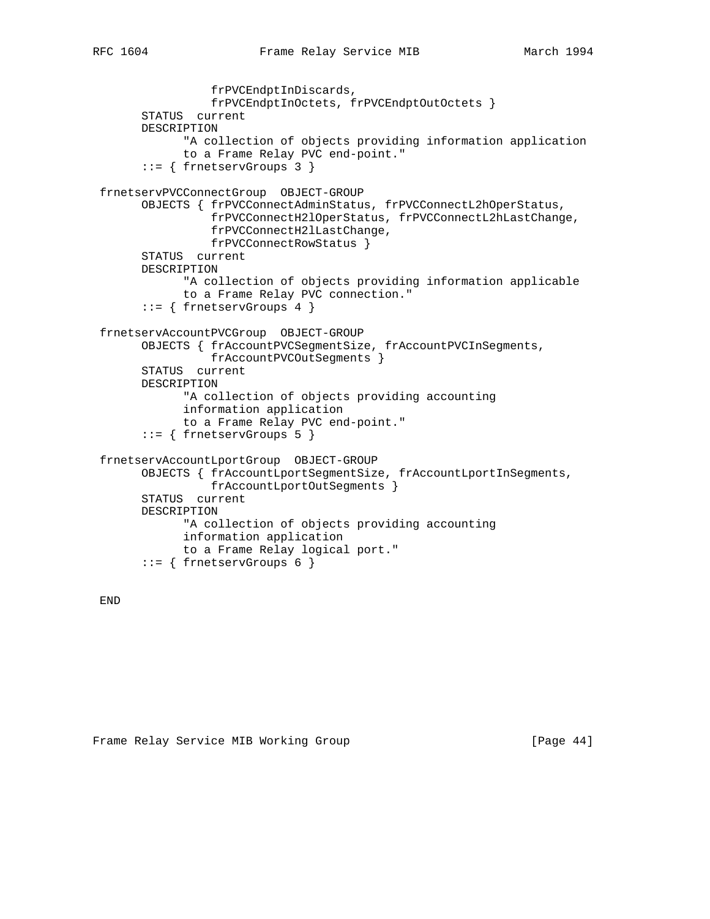```
                 frPVCEndptInDiscards,
                 frPVCEndptInOctets, frPVCEndptOutOctets }
       STATUS  current
       DESCRIPTION
             "A collection of objects providing information application
             to a Frame Relay PVC end-point."
       ::= { frnetservGroups 3 }

 frnetservPVCConnectGroup  OBJECT-GROUP
       OBJECTS { frPVCConnectAdminStatus, frPVCConnectL2hOperStatus,
                 frPVCConnectH2lOperStatus, frPVCConnectL2hLastChange,
                 frPVCConnectH2lLastChange,
                 frPVCConnectRowStatus }
       STATUS  current
       DESCRIPTION
             "A collection of objects providing information applicable
             to a Frame Relay PVC connection."
       ::= { frnetservGroups 4 }

 frnetservAccountPVCGroup  OBJECT-GROUP
       OBJECTS { frAccountPVCSegmentSize, frAccountPVCInSegments,
                 frAccountPVCOutSegments }
       STATUS  current
       DESCRIPTION
             "A collection of objects providing accounting
             information application
             to a Frame Relay PVC end-point."
       ::= { frnetservGroups 5 }

 frnetservAccountLportGroup  OBJECT-GROUP
       OBJECTS { frAccountLportSegmentSize, frAccountLportInSegments,
                 frAccountLportOutSegments }
       STATUS  current
       DESCRIPTION
             "A collection of objects providing accounting
             information application
             to a Frame Relay logical port."
       ::= { frnetservGroups 6 }


 END
```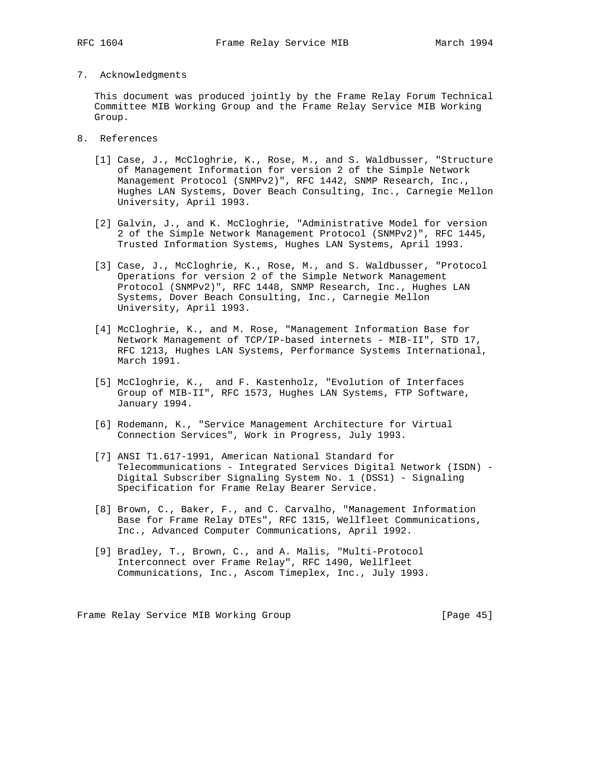## 7. Acknowledgments

This document was produced jointly by the Frame Relay Forum Technical Committee MIB Working Group and the Frame Relay Service MIB Working Group.

## 8. References

[1] Case, J., McCloghrie, K., Rose, M., and S. Waldbusser, "Structure of Management Information for version 2 of the Simple Network Management Protocol (SNMPv2)", RFC 1442, SNMP Research, Inc., Hughes LAN Systems, Dover Beach Consulting, Inc., Carnegie Mellon University, April 1993.

[2] Galvin, J., and K. McCloghrie, "Administrative Model for version 2 of the Simple Network Management Protocol (SNMPv2)", RFC 1445, Trusted Information Systems, Hughes LAN Systems, April 1993.

[3] Case, J., McCloghrie, K., Rose, M., and S. Waldbusser, "Protocol Operations for version 2 of the Simple Network Management Protocol (SNMPv2)", RFC 1448, SNMP Research, Inc., Hughes LAN Systems, Dover Beach Consulting, Inc., Carnegie Mellon University, April 1993.

[4] McCloghrie, K., and M. Rose, "Management Information Base for Network Management of TCP/IP-based internets - MIB-II", STD 17, RFC 1213, Hughes LAN Systems, Performance Systems International, March 1991.

[5] McCloghrie, K., and F. Kastenholz, "Evolution of Interfaces Group of MIB-II", RFC 1573, Hughes LAN Systems, FTP Software, January 1994.

[6] Rodemann, K., "Service Management Architecture for Virtual Connection Services", Work in Progress, July 1993.

[7] ANSI T1.617-1991, American National Standard for Telecommunications - Integrated Services Digital Network (ISDN) - Digital Subscriber Signaling System No. 1 (DSS1) - Signaling Specification for Frame Relay Bearer Service.

[8] Brown, C., Baker, F., and C. Carvalho, "Management Information Base for Frame Relay DTEs", RFC 1315, Wellfleet Communications, Inc., Advanced Computer Communications, April 1992.

[9] Bradley, T., Brown, C., and A. Malis, "Multi-Protocol Interconnect over Frame Relay", RFC 1490, Wellfleet Communications, Inc., Ascom Timeplex, Inc., July 1993.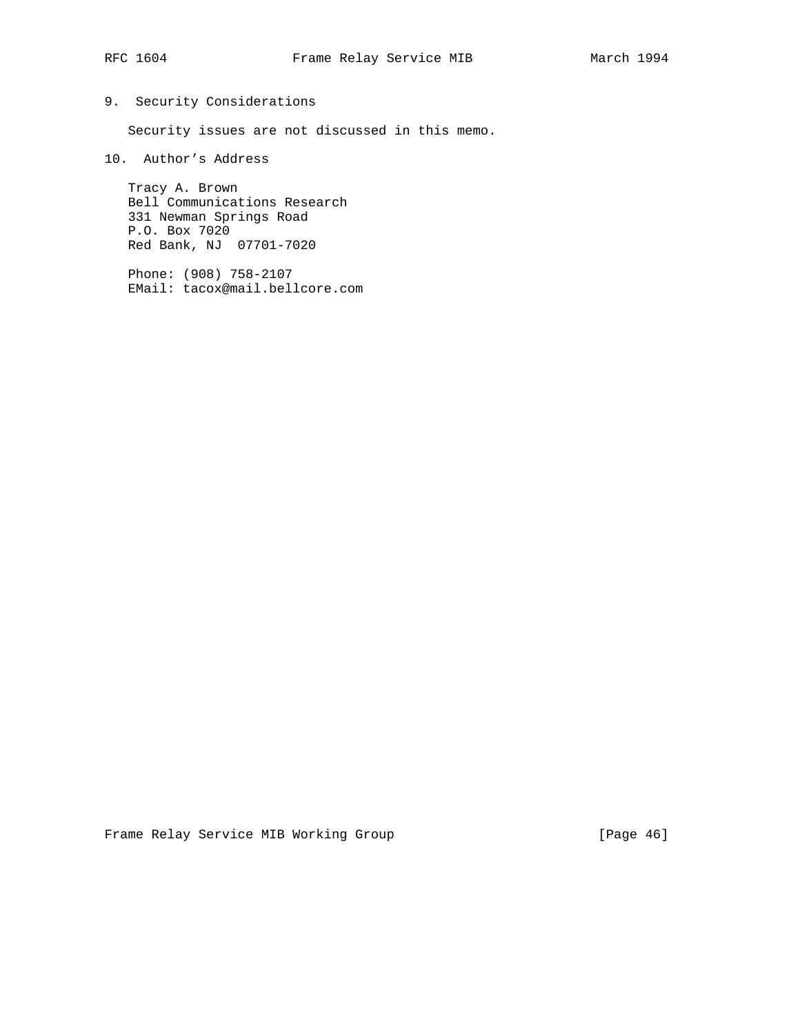## 9. Security Considerations

Security issues are not discussed in this memo.

## 10. Author's Address

Tracy A. Brown
Bell Communications Research
331 Newman Springs Road
P.O. Box 7020
Red Bank, NJ  07701-7020

Phone: (908) 758-2107
EMail: tacox@mail.bellcore.com